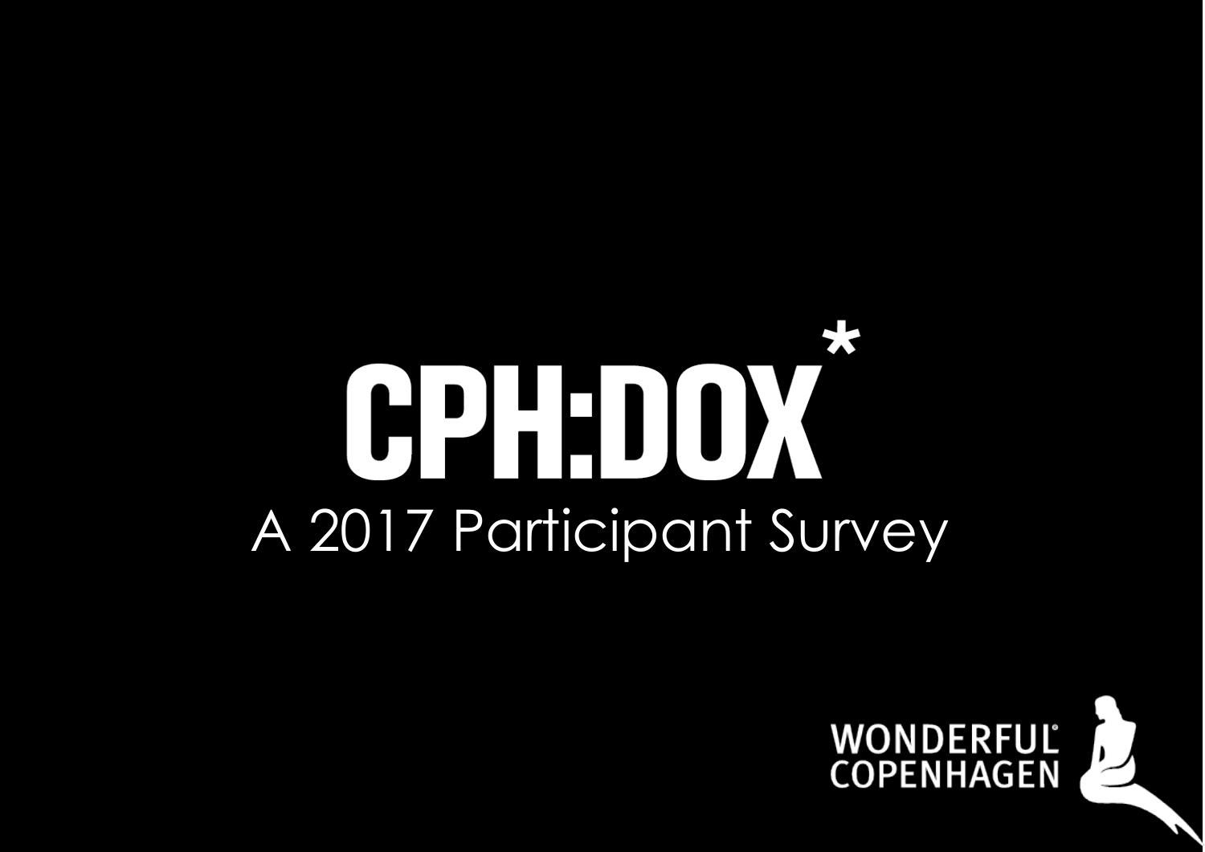# CPH:DOX*

## A 2017 Participant Survey

WONDERFUL COPENHAGEN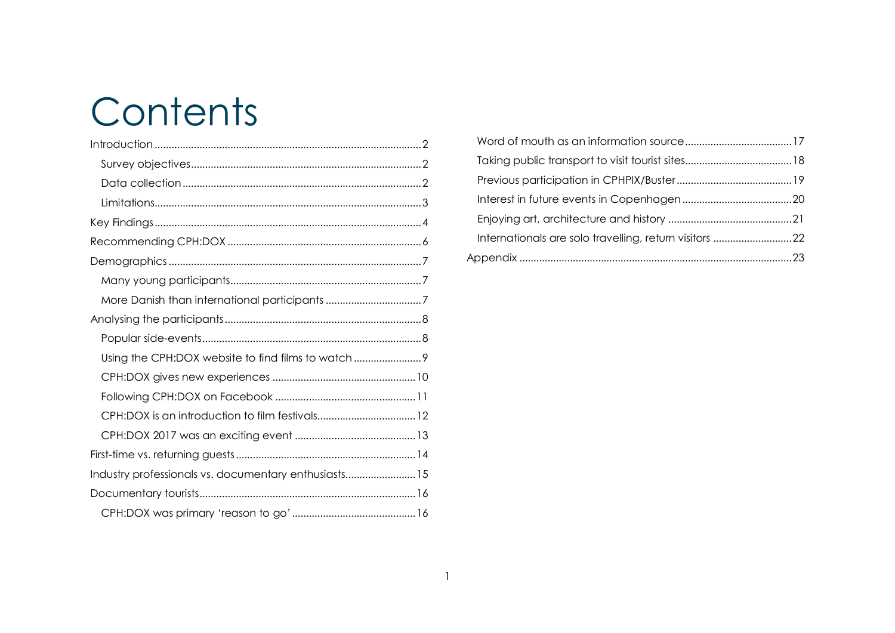# Contents

- Introduction ... 2
  - Survey objectives ... 2
  - Data collection ... 2
  - Limitations ... 3
- Key Findings ... 4
- Recommending CPH:DOX ... 6
- Demographics ... 7
  - Many young participants ... 7
  - More Danish than international participants ... 7
- Analysing the participants ... 8
  - Popular side-events ... 8
  - Using the CPH:DOX website to find films to watch ... 9
  - CPH:DOX gives new experiences ... 10
  - Following CPH:DOX on Facebook ... 11
  - CPH:DOX is an introduction to film festivals ... 12
  - CPH:DOX 2017 was an exciting event ... 13
- First-time vs. returning guests ... 14
- Industry professionals vs. documentary enthusiasts ... 15
- Documentary tourists ... 16
  - CPH:DOX was primary 'reason to go' ... 16
  - Word of mouth as an information source ... 17
  - Taking public transport to visit tourist sites ... 18
  - Previous participation in CPHPIX/Buster ... 19
  - Interest in future events in Copenhagen ... 20
  - Enjoying art, architecture and history ... 21
  - Internationals are solo travelling, return visitors ... 22
- Appendix ... 23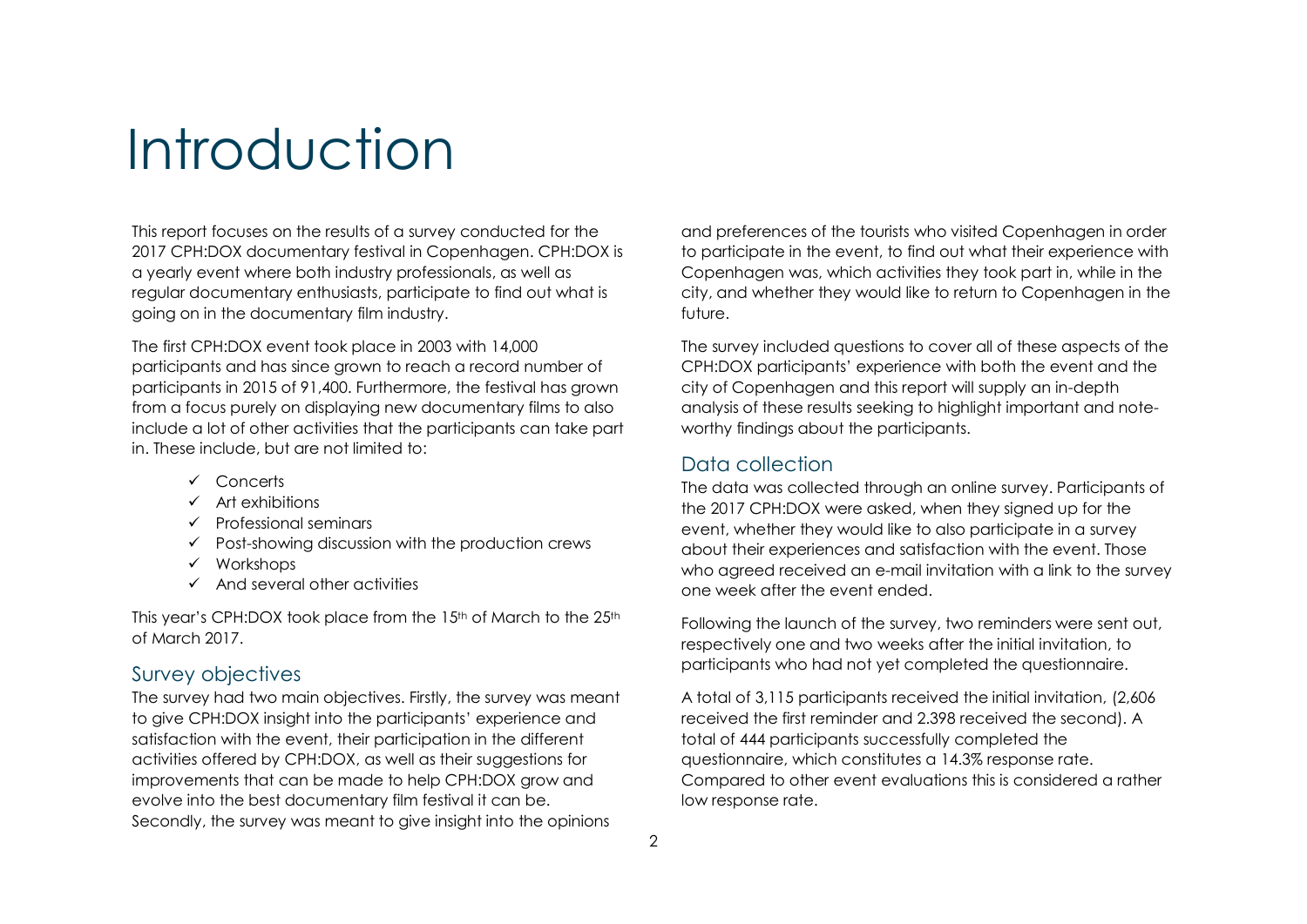# Introduction

This report focuses on the results of a survey conducted for the 2017 CPH:DOX documentary festival in Copenhagen. CPH:DOX is a yearly event where both industry professionals, as well as regular documentary enthusiasts, participate to find out what is going on in the documentary film industry.

The first CPH:DOX event took place in 2003 with 14,000 participants and has since grown to reach a record number of participants in 2015 of 91,400. Furthermore, the festival has grown from a focus purely on displaying new documentary films to also include a lot of other activities that the participants can take part in. These include, but are not limited to:

- ✓ Concerts
- ✓ Art exhibitions
- ✓ Professional seminars
- ✓ Post-showing discussion with the production crews
- ✓ Workshops
- ✓ And several other activities

This year's CPH:DOX took place from the 15th of March to the 25th of March 2017.

## Survey objectives

The survey had two main objectives. Firstly, the survey was meant to give CPH:DOX insight into the participants' experience and satisfaction with the event, their participation in the different activities offered by CPH:DOX, as well as their suggestions for improvements that can be made to help CPH:DOX grow and evolve into the best documentary film festival it can be. Secondly, the survey was meant to give insight into the opinions and preferences of the tourists who visited Copenhagen in order to participate in the event, to find out what their experience with Copenhagen was, which activities they took part in, while in the city, and whether they would like to return to Copenhagen in the future.

The survey included questions to cover all of these aspects of the CPH:DOX participants' experience with both the event and the city of Copenhagen and this report will supply an in-depth analysis of these results seeking to highlight important and note-worthy findings about the participants.

## Data collection

The data was collected through an online survey. Participants of the 2017 CPH:DOX were asked, when they signed up for the event, whether they would like to also participate in a survey about their experiences and satisfaction with the event. Those who agreed received an e-mail invitation with a link to the survey one week after the event ended.

Following the launch of the survey, two reminders were sent out, respectively one and two weeks after the initial invitation, to participants who had not yet completed the questionnaire.

A total of 3,115 participants received the initial invitation, (2,606 received the first reminder and 2.398 received the second). A total of 444 participants successfully completed the questionnaire, which constitutes a 14.3% response rate. Compared to other event evaluations this is considered a rather low response rate.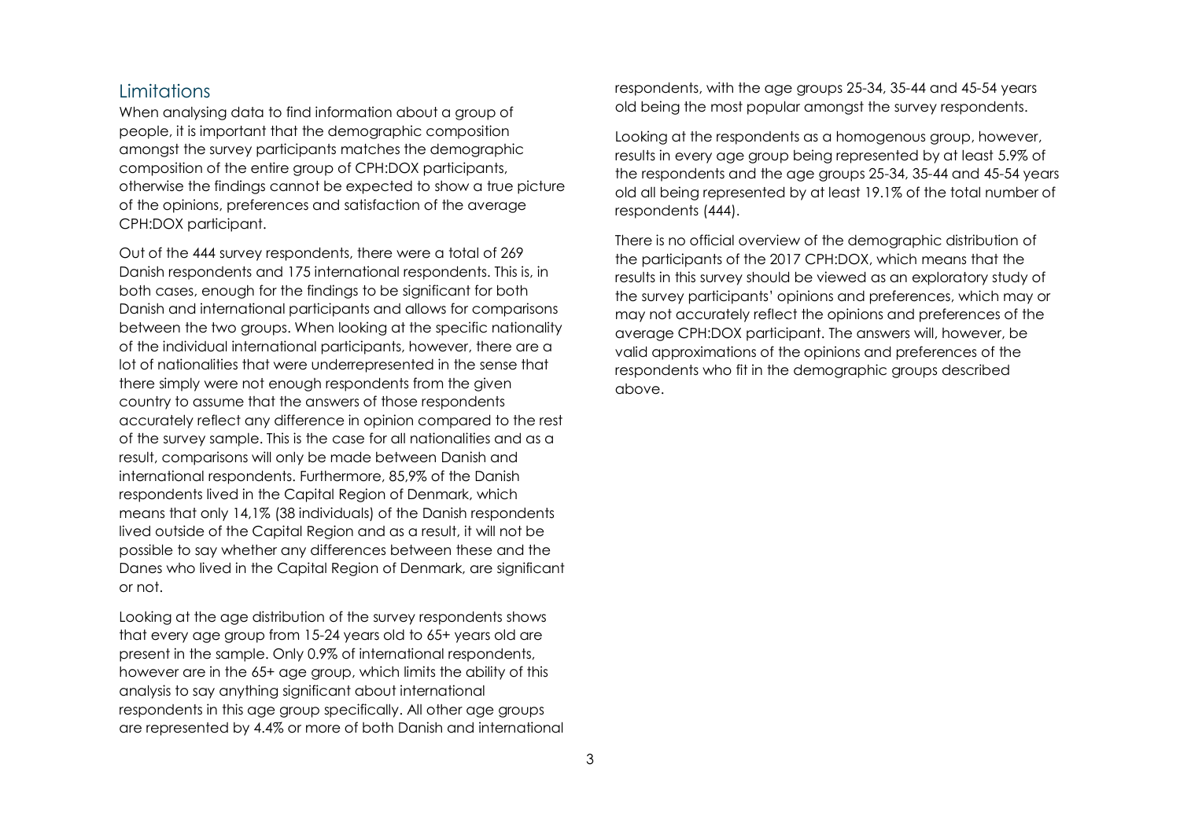## Limitations

When analysing data to find information about a group of people, it is important that the demographic composition amongst the survey participants matches the demographic composition of the entire group of CPH:DOX participants, otherwise the findings cannot be expected to show a true picture of the opinions, preferences and satisfaction of the average CPH:DOX participant.

Out of the 444 survey respondents, there were a total of 269 Danish respondents and 175 international respondents. This is, in both cases, enough for the findings to be significant for both Danish and international participants and allows for comparisons between the two groups. When looking at the specific nationality of the individual international participants, however, there are a lot of nationalities that were underrepresented in the sense that there simply were not enough respondents from the given country to assume that the answers of those respondents accurately reflect any difference in opinion compared to the rest of the survey sample. This is the case for all nationalities and as a result, comparisons will only be made between Danish and international respondents. Furthermore, 85,9% of the Danish respondents lived in the Capital Region of Denmark, which means that only 14,1% (38 individuals) of the Danish respondents lived outside of the Capital Region and as a result, it will not be possible to say whether any differences between these and the Danes who lived in the Capital Region of Denmark, are significant or not.

Looking at the age distribution of the survey respondents shows that every age group from 15-24 years old to 65+ years old are present in the sample. Only 0.9% of international respondents, however are in the 65+ age group, which limits the ability of this analysis to say anything significant about international respondents in this age group specifically. All other age groups are represented by 4.4% or more of both Danish and international respondents, with the age groups 25-34, 35-44 and 45-54 years old being the most popular amongst the survey respondents.

Looking at the respondents as a homogenous group, however, results in every age group being represented by at least 5.9% of the respondents and the age groups 25-34, 35-44 and 45-54 years old all being represented by at least 19.1% of the total number of respondents (444).

There is no official overview of the demographic distribution of the participants of the 2017 CPH:DOX, which means that the results in this survey should be viewed as an exploratory study of the survey participants' opinions and preferences, which may or may not accurately reflect the opinions and preferences of the average CPH:DOX participant. The answers will, however, be valid approximations of the opinions and preferences of the respondents who fit in the demographic groups described above.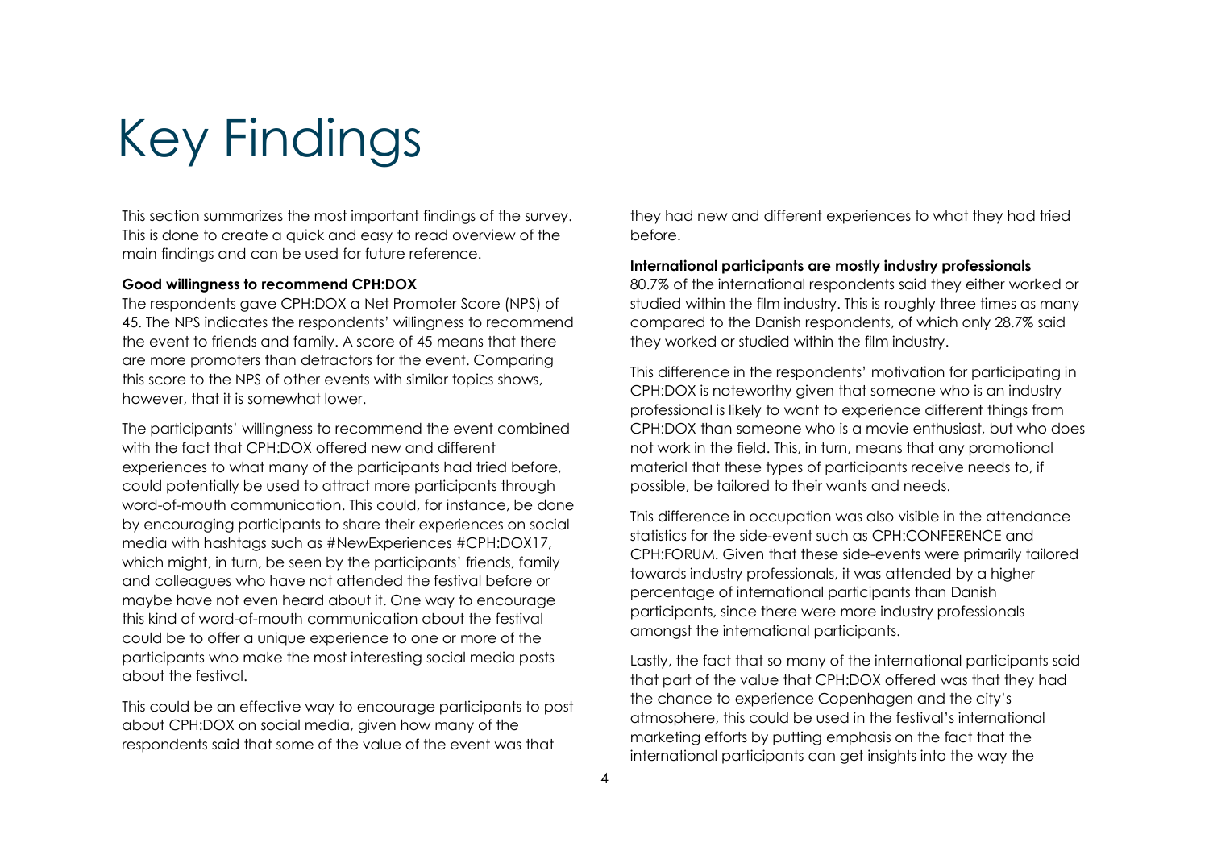# Key Findings

This section summarizes the most important findings of the survey. This is done to create a quick and easy to read overview of the main findings and can be used for future reference.

**Good willingness to recommend CPH:DOX**

The respondents gave CPH:DOX a Net Promoter Score (NPS) of 45. The NPS indicates the respondents' willingness to recommend the event to friends and family. A score of 45 means that there are more promoters than detractors for the event. Comparing this score to the NPS of other events with similar topics shows, however, that it is somewhat lower.

The participants' willingness to recommend the event combined with the fact that CPH:DOX offered new and different experiences to what many of the participants had tried before, could potentially be used to attract more participants through word-of-mouth communication. This could, for instance, be done by encouraging participants to share their experiences on social media with hashtags such as #NewExperiences #CPH:DOX17, which might, in turn, be seen by the participants' friends, family and colleagues who have not attended the festival before or maybe have not even heard about it. One way to encourage this kind of word-of-mouth communication about the festival could be to offer a unique experience to one or more of the participants who make the most interesting social media posts about the festival.

This could be an effective way to encourage participants to post about CPH:DOX on social media, given how many of the respondents said that some of the value of the event was that they had new and different experiences to what they had tried before.

**International participants are mostly industry professionals**

80.7% of the international respondents said they either worked or studied within the film industry. This is roughly three times as many compared to the Danish respondents, of which only 28.7% said they worked or studied within the film industry.

This difference in the respondents' motivation for participating in CPH:DOX is noteworthy given that someone who is an industry professional is likely to want to experience different things from CPH:DOX than someone who is a movie enthusiast, but who does not work in the field. This, in turn, means that any promotional material that these types of participants receive needs to, if possible, be tailored to their wants and needs.

This difference in occupation was also visible in the attendance statistics for the side-event such as CPH:CONFERENCE and CPH:FORUM. Given that these side-events were primarily tailored towards industry professionals, it was attended by a higher percentage of international participants than Danish participants, since there were more industry professionals amongst the international participants.

Lastly, the fact that so many of the international participants said that part of the value that CPH:DOX offered was that they had the chance to experience Copenhagen and the city's atmosphere, this could be used in the festival's international marketing efforts by putting emphasis on the fact that the international participants can get insights into the way the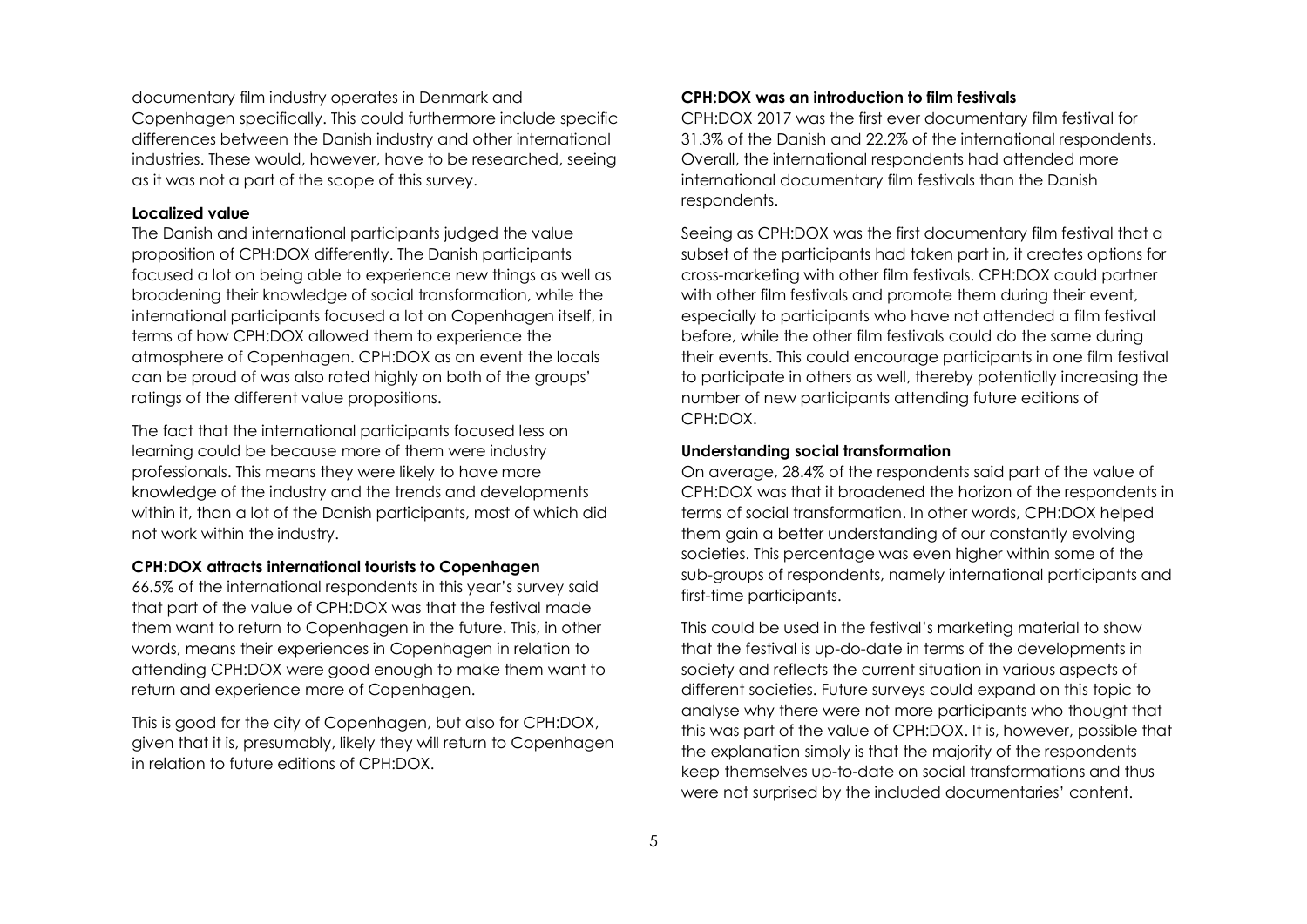documentary film industry operates in Denmark and Copenhagen specifically. This could furthermore include specific differences between the Danish industry and other international industries. These would, however, have to be researched, seeing as it was not a part of the scope of this survey.

**Localized value**

The Danish and international participants judged the value proposition of CPH:DOX differently. The Danish participants focused a lot on being able to experience new things as well as broadening their knowledge of social transformation, while the international participants focused a lot on Copenhagen itself, in terms of how CPH:DOX allowed them to experience the atmosphere of Copenhagen. CPH:DOX as an event the locals can be proud of was also rated highly on both of the groups' ratings of the different value propositions.

The fact that the international participants focused less on learning could be because more of them were industry professionals. This means they were likely to have more knowledge of the industry and the trends and developments within it, than a lot of the Danish participants, most of which did not work within the industry.

**CPH:DOX attracts international tourists to Copenhagen**

66.5% of the international respondents in this year's survey said that part of the value of CPH:DOX was that the festival made them want to return to Copenhagen in the future. This, in other words, means their experiences in Copenhagen in relation to attending CPH:DOX were good enough to make them want to return and experience more of Copenhagen.

This is good for the city of Copenhagen, but also for CPH:DOX, given that it is, presumably, likely they will return to Copenhagen in relation to future editions of CPH:DOX.

**CPH:DOX was an introduction to film festivals**

CPH:DOX 2017 was the first ever documentary film festival for 31.3% of the Danish and 22.2% of the international respondents. Overall, the international respondents had attended more international documentary film festivals than the Danish respondents.

Seeing as CPH:DOX was the first documentary film festival that a subset of the participants had taken part in, it creates options for cross-marketing with other film festivals. CPH:DOX could partner with other film festivals and promote them during their event, especially to participants who have not attended a film festival before, while the other film festivals could do the same during their events. This could encourage participants in one film festival to participate in others as well, thereby potentially increasing the number of new participants attending future editions of CPH:DOX.

**Understanding social transformation**

On average, 28.4% of the respondents said part of the value of CPH:DOX was that it broadened the horizon of the respondents in terms of social transformation. In other words, CPH:DOX helped them gain a better understanding of our constantly evolving societies. This percentage was even higher within some of the sub-groups of respondents, namely international participants and first-time participants.

This could be used in the festival's marketing material to show that the festival is up-do-date in terms of the developments in society and reflects the current situation in various aspects of different societies. Future surveys could expand on this topic to analyse why there were not more participants who thought that this was part of the value of CPH:DOX. It is, however, possible that the explanation simply is that the majority of the respondents keep themselves up-to-date on social transformations and thus were not surprised by the included documentaries' content.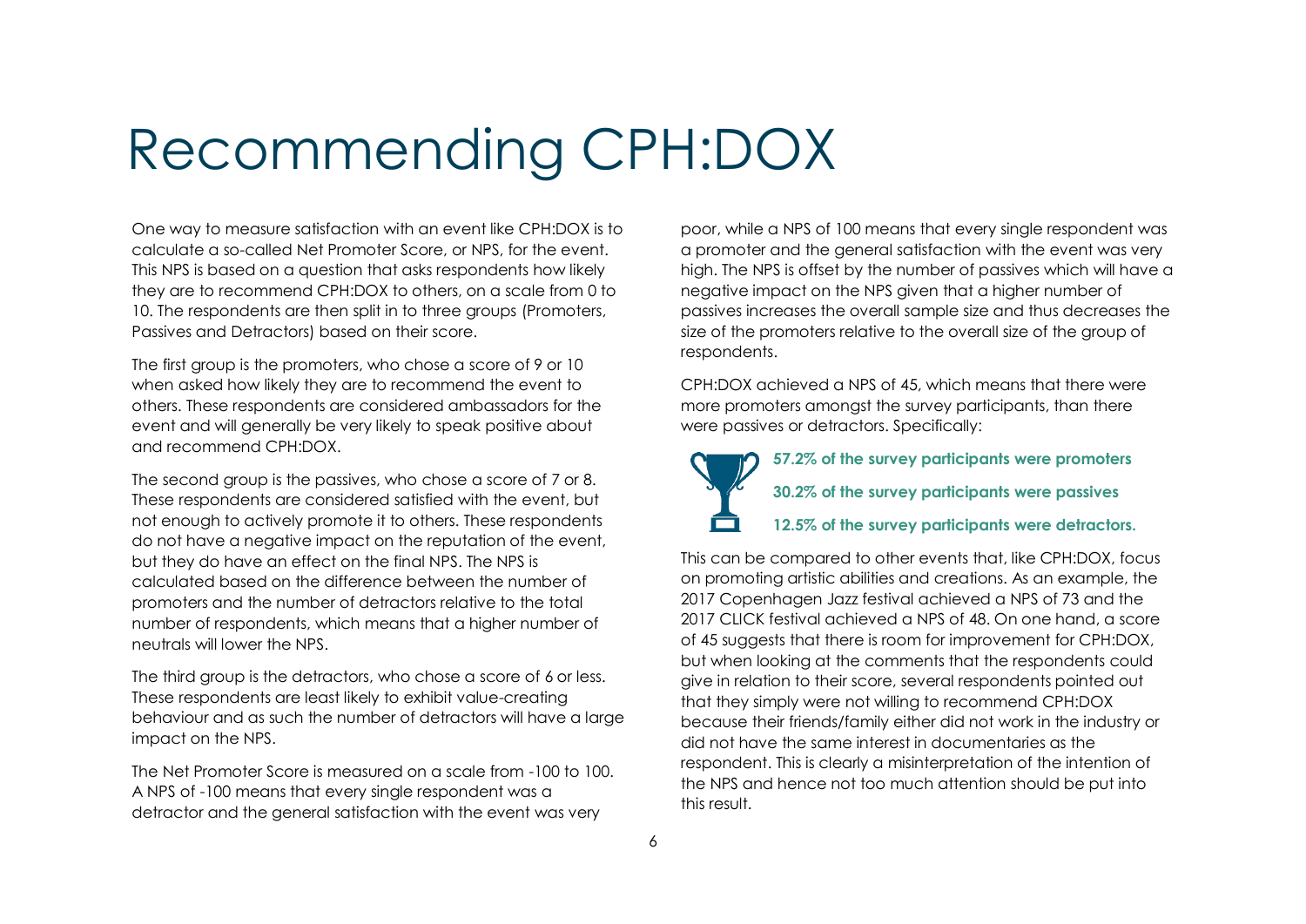# Recommending CPH:DOX

One way to measure satisfaction with an event like CPH:DOX is to calculate a so-called Net Promoter Score, or NPS, for the event. This NPS is based on a question that asks respondents how likely they are to recommend CPH:DOX to others, on a scale from 0 to 10. The respondents are then split in to three groups (Promoters, Passives and Detractors) based on their score.

The first group is the promoters, who chose a score of 9 or 10 when asked how likely they are to recommend the event to others. These respondents are considered ambassadors for the event and will generally be very likely to speak positive about and recommend CPH:DOX.

The second group is the passives, who chose a score of 7 or 8. These respondents are considered satisfied with the event, but not enough to actively promote it to others. These respondents do not have a negative impact on the reputation of the event, but they do have an effect on the final NPS. The NPS is calculated based on the difference between the number of promoters and the number of detractors relative to the total number of respondents, which means that a higher number of neutrals will lower the NPS.

The third group is the detractors, who chose a score of 6 or less. These respondents are least likely to exhibit value-creating behaviour and as such the number of detractors will have a large impact on the NPS.

The Net Promoter Score is measured on a scale from -100 to 100. A NPS of -100 means that every single respondent was a detractor and the general satisfaction with the event was very poor, while a NPS of 100 means that every single respondent was a promoter and the general satisfaction with the event was very high. The NPS is offset by the number of passives which will have a negative impact on the NPS given that a higher number of passives increases the overall sample size and thus decreases the size of the promoters relative to the overall size of the group of respondents.

CPH:DOX achieved a NPS of 45, which means that there were more promoters amongst the survey participants, than there were passives or detractors. Specifically:

**57.2% of the survey participants were promoters**

**30.2% of the survey participants were passives**

**12.5% of the survey participants were detractors.**

This can be compared to other events that, like CPH:DOX, focus on promoting artistic abilities and creations. As an example, the 2017 Copenhagen Jazz festival achieved a NPS of 73 and the 2017 CLICK festival achieved a NPS of 48. On one hand, a score of 45 suggests that there is room for improvement for CPH:DOX, but when looking at the comments that the respondents could give in relation to their score, several respondents pointed out that they simply were not willing to recommend CPH:DOX because their friends/family either did not work in the industry or did not have the same interest in documentaries as the respondent. This is clearly a misinterpretation of the intention of the NPS and hence not too much attention should be put into this result.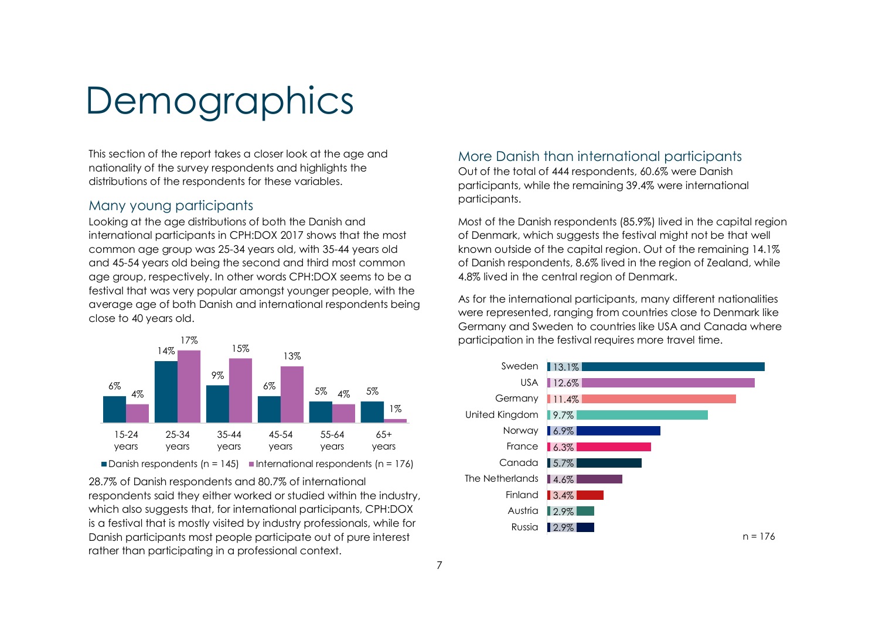# Demographics

This section of the report takes a closer look at the age and nationality of the survey respondents and highlights the distributions of the respondents for these variables.

## Many young participants

Looking at the age distributions of both the Danish and international participants in CPH:DOX 2017 shows that the most common age group was 25-34 years old, with 35-44 years old and 45-54 years old being the second and third most common age group, respectively. In other words CPH:DOX seems to be a festival that was very popular amongst younger people, with the average age of both Danish and international respondents being close to 40 years old.

| Age group | Danish respondents (n = 145) | International respondents (n = 176) |
| --- | --- | --- |
| 15-24 years | 6% | 4% |
| 25-34 years | 14% | 17% |
| 35-44 years | 9% | 15% |
| 45-54 years | 6% | 13% |
| 55-64 years | 5% | 4% |
| 65+ years | 5% | 1% |

28.7% of Danish respondents and 80.7% of international respondents said they either worked or studied within the industry, which also suggests that, for international participants, CPH:DOX is a festival that is mostly visited by industry professionals, while for Danish participants most people participate out of pure interest rather than participating in a professional context.

## More Danish than international participants

Out of the total of 444 respondents, 60.6% were Danish participants, while the remaining 39.4% were international participants.

Most of the Danish respondents (85.9%) lived in the capital region of Denmark, which suggests the festival might not be that well known outside of the capital region. Out of the remaining 14.1% of Danish respondents, 8.6% lived in the region of Zealand, while 4.8% lived in the central region of Denmark.

As for the international participants, many different nationalities were represented, ranging from countries close to Denmark like Germany and Sweden to countries like USA and Canada where participation in the festival requires more travel time.

| Country | Share |
| --- | --- |
| Sweden | 13.1% |
| USA | 12.6% |
| Germany | 11.4% |
| United Kingdom | 9.7% |
| Norway | 6.9% |
| France | 6.3% |
| Canada | 5.7% |
| The Netherlands | 4.6% |
| Finland | 3.4% |
| Austria | 2.9% |
| Russia | 2.9% |

n = 176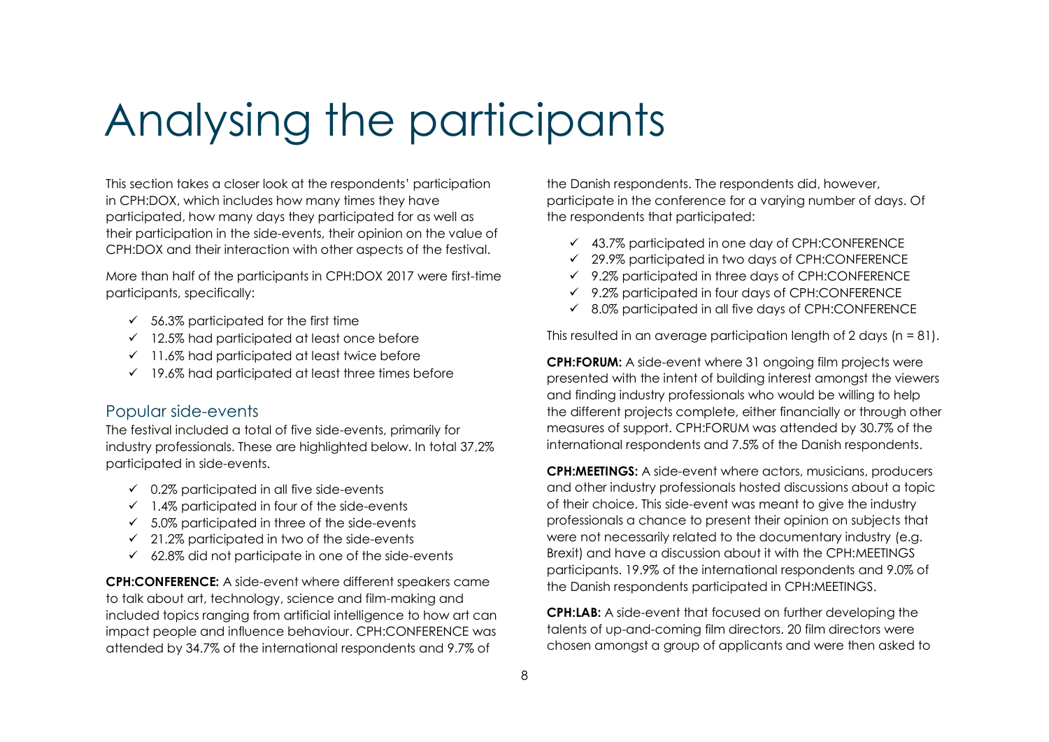# Analysing the participants

This section takes a closer look at the respondents' participation in CPH:DOX, which includes how many times they have participated, how many days they participated for as well as their participation in the side-events, their opinion on the value of CPH:DOX and their interaction with other aspects of the festival.

More than half of the participants in CPH:DOX 2017 were first-time participants, specifically:

- ✓ 56.3% participated for the first time
- ✓ 12.5% had participated at least once before
- ✓ 11.6% had participated at least twice before
- ✓ 19.6% had participated at least three times before

## Popular side-events

The festival included a total of five side-events, primarily for industry professionals. These are highlighted below. In total 37,2% participated in side-events.

- ✓ 0.2% participated in all five side-events
- ✓ 1.4% participated in four of the side-events
- ✓ 5.0% participated in three of the side-events
- ✓ 21.2% participated in two of the side-events
- ✓ 62.8% did not participate in one of the side-events

**CPH:CONFERENCE:** A side-event where different speakers came to talk about art, technology, science and film-making and included topics ranging from artificial intelligence to how art can impact people and influence behaviour. CPH:CONFERENCE was attended by 34.7% of the international respondents and 9.7% of the Danish respondents. The respondents did, however, participate in the conference for a varying number of days. Of the respondents that participated:

- ✓ 43.7% participated in one day of CPH:CONFERENCE
- ✓ 29.9% participated in two days of CPH:CONFERENCE
- ✓ 9.2% participated in three days of CPH:CONFERENCE
- ✓ 9.2% participated in four days of CPH:CONFERENCE
- ✓ 8.0% participated in all five days of CPH:CONFERENCE

This resulted in an average participation length of 2 days (n = 81).

**CPH:FORUM:** A side-event where 31 ongoing film projects were presented with the intent of building interest amongst the viewers and finding industry professionals who would be willing to help the different projects complete, either financially or through other measures of support. CPH:FORUM was attended by 30.7% of the international respondents and 7.5% of the Danish respondents.

**CPH:MEETINGS:** A side-event where actors, musicians, producers and other industry professionals hosted discussions about a topic of their choice. This side-event was meant to give the industry professionals a chance to present their opinion on subjects that were not necessarily related to the documentary industry (e.g. Brexit) and have a discussion about it with the CPH:MEETINGS participants. 19.9% of the international respondents and 9.0% of the Danish respondents participated in CPH:MEETINGS.

**CPH:LAB:** A side-event that focused on further developing the talents of up-and-coming film directors. 20 film directors were chosen amongst a group of applicants and were then asked to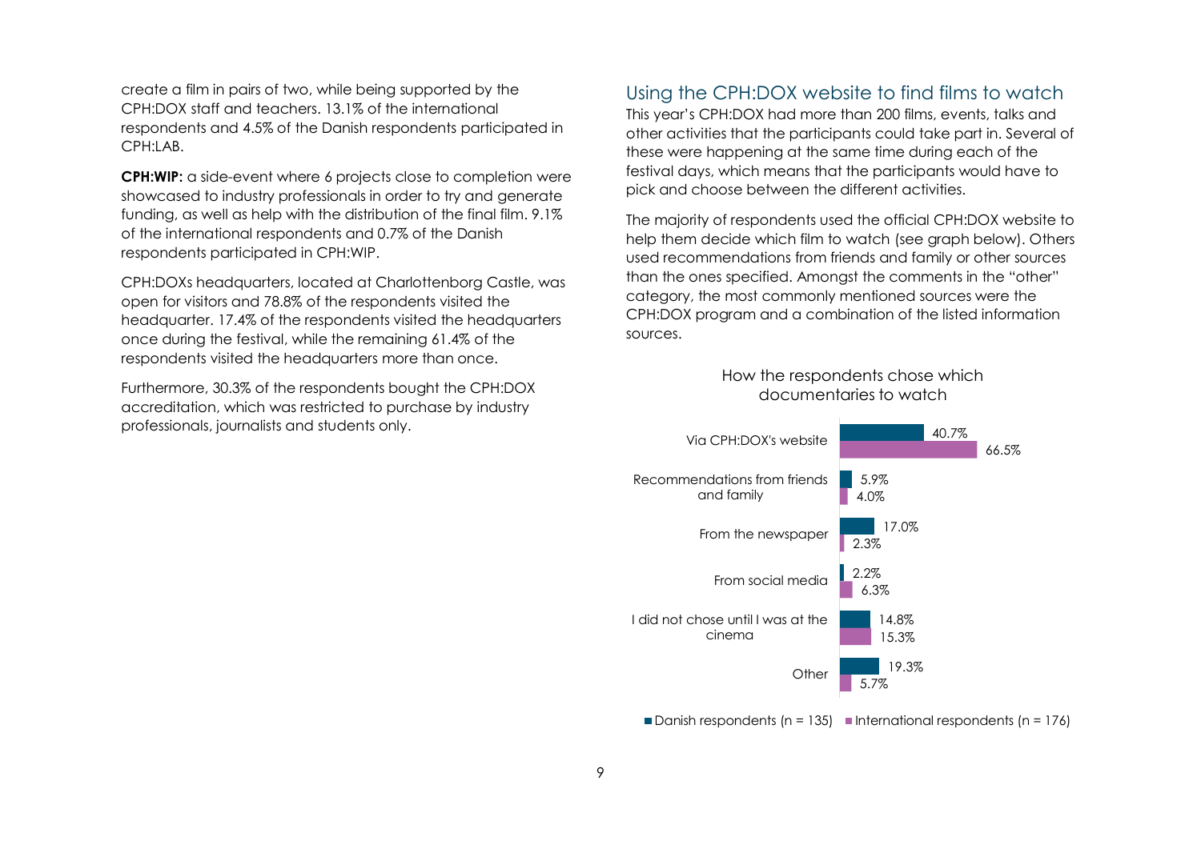create a film in pairs of two, while being supported by the CPH:DOX staff and teachers. 13.1% of the international respondents and 4.5% of the Danish respondents participated in CPH:LAB.

**CPH:WIP:** a side-event where 6 projects close to completion were showcased to industry professionals in order to try and generate funding, as well as help with the distribution of the final film. 9.1% of the international respondents and 0.7% of the Danish respondents participated in CPH:WIP.

CPH:DOXs headquarters, located at Charlottenborg Castle, was open for visitors and 78.8% of the respondents visited the headquarter. 17.4% of the respondents visited the headquarters once during the festival, while the remaining 61.4% of the respondents visited the headquarters more than once.

Furthermore, 30.3% of the respondents bought the CPH:DOX accreditation, which was restricted to purchase by industry professionals, journalists and students only.

## Using the CPH:DOX website to find films to watch

This year's CPH:DOX had more than 200 films, events, talks and other activities that the participants could take part in. Several of these were happening at the same time during each of the festival days, which means that the participants would have to pick and choose between the different activities.

The majority of respondents used the official CPH:DOX website to help them decide which film to watch (see graph below). Others used recommendations from friends and family or other sources than the ones specified. Amongst the comments in the "other" category, the most commonly mentioned sources were the CPH:DOX program and a combination of the listed information sources.

How the respondents chose which documentaries to watch

| | Danish respondents (n = 135) | International respondents (n = 176) |
| --- | --- | --- |
| Via CPH:DOX's website | 40.7% | 66.5% |
| Recommendations from friends and family | 5.9% | 4.0% |
| From the newspaper | 17.0% | 2.3% |
| From social media | 2.2% | 6.3% |
| I did not chose until I was at the cinema | 14.8% | 15.3% |
| Other | 19.3% | 5.7% |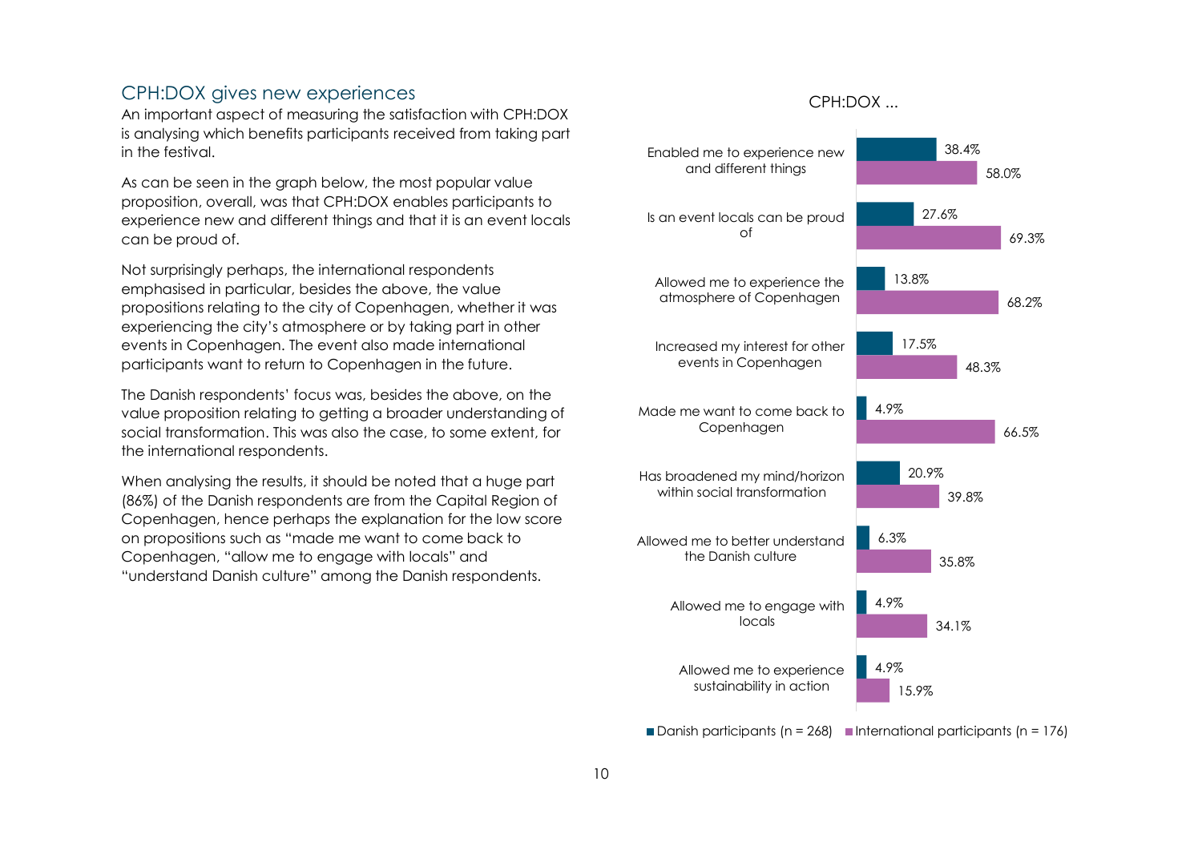## CPH:DOX gives new experiences

An important aspect of measuring the satisfaction with CPH:DOX is analysing which benefits participants received from taking part in the festival.

As can be seen in the graph below, the most popular value proposition, overall, was that CPH:DOX enables participants to experience new and different things and that it is an event locals can be proud of.

Not surprisingly perhaps, the international respondents emphasised in particular, besides the above, the value propositions relating to the city of Copenhagen, whether it was experiencing the city's atmosphere or by taking part in other events in Copenhagen. The event also made international participants want to return to Copenhagen in the future.

The Danish respondents' focus was, besides the above, on the value proposition relating to getting a broader understanding of social transformation. This was also the case, to some extent, for the international respondents.

When analysing the results, it should be noted that a huge part (86%) of the Danish respondents are from the Capital Region of Copenhagen, hence perhaps the explanation for the low score on propositions such as "made me want to come back to Copenhagen, "allow me to engage with locals" and "understand Danish culture" among the Danish respondents.

CPH:DOX ...

| CPH:DOX ... | Danish participants (n = 268) | International participants (n = 176) |
| --- | --- | --- |
| Enabled me to experience new and different things | 38.4% | 58.0% |
| Is an event locals can be proud of | 27.6% | 69.3% |
| Allowed me to experience the atmosphere of Copenhagen | 13.8% | 68.2% |
| Increased my interest for other events in Copenhagen | 17.5% | 48.3% |
| Made me want to come back to Copenhagen | 4.9% | 66.5% |
| Has broadened my mind/horizon within social transformation | 20.9% | 39.8% |
| Allowed me to better understand the Danish culture | 6.3% | 35.8% |
| Allowed me to engage with locals | 4.9% | 34.1% |
| Allowed me to experience sustainability in action | 4.9% | 15.9% |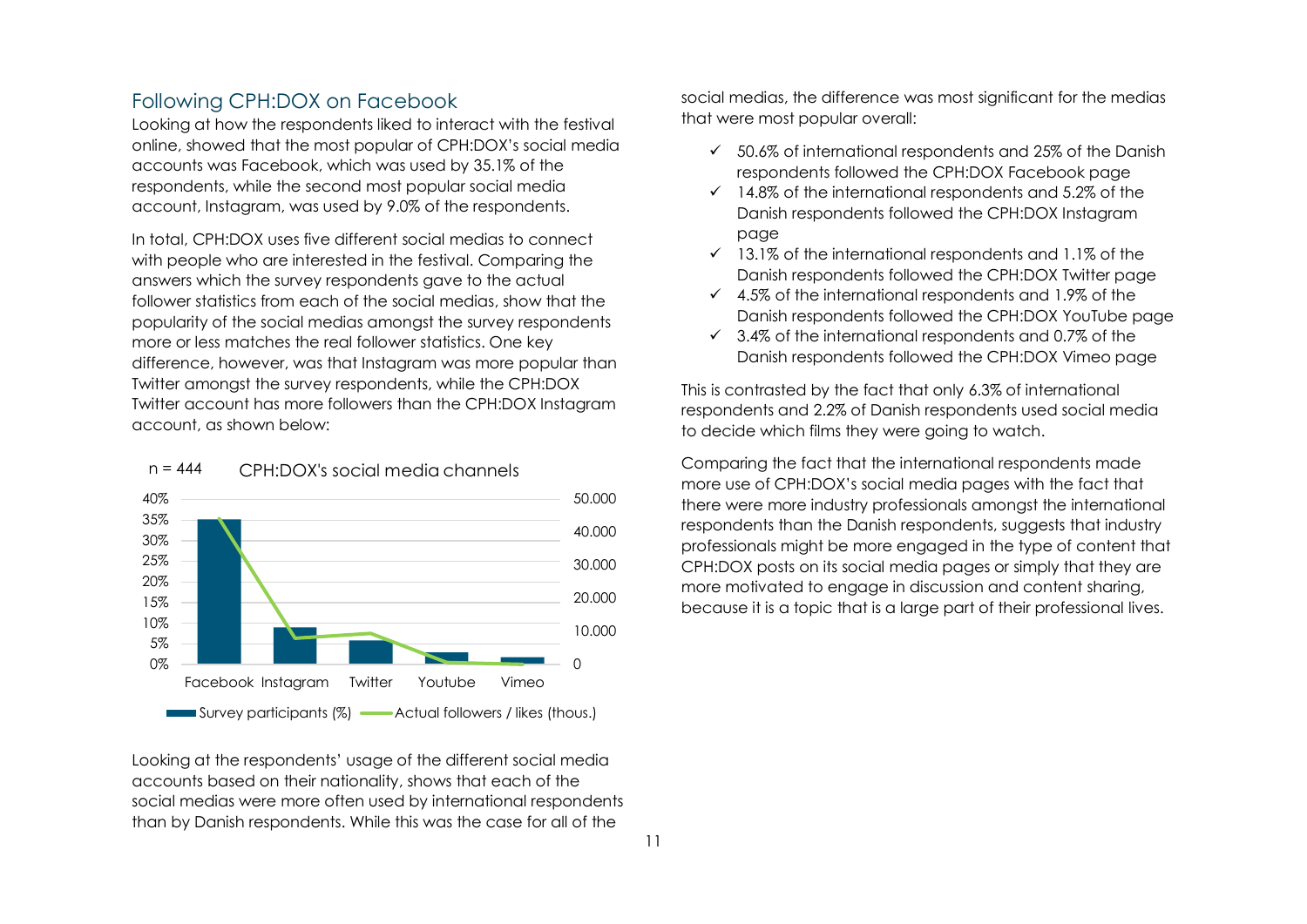## Following CPH:DOX on Facebook

Looking at how the respondents liked to interact with the festival online, showed that the most popular of CPH:DOX's social media accounts was Facebook, which was used by 35.1% of the respondents, while the second most popular social media account, Instagram, was used by 9.0% of the respondents.

In total, CPH:DOX uses five different social medias to connect with people who are interested in the festival. Comparing the answers which the survey respondents gave to the actual follower statistics from each of the social medias, show that the popularity of the social medias amongst the survey respondents more or less matches the real follower statistics. One key difference, however, was that Instagram was more popular than Twitter amongst the survey respondents, while the CPH:DOX Twitter account has more followers than the CPH:DOX Instagram account, as shown below:

n = 444 CPH:DOX's social media channels

Survey participants (%) — Actual followers / likes (thous.)

Looking at the respondents' usage of the different social media accounts based on their nationality, shows that each of the social medias were more often used by international respondents than by Danish respondents. While this was the case for all of the social medias, the difference was most significant for the medias that were most popular overall:

- ✓ 50.6% of international respondents and 25% of the Danish respondents followed the CPH:DOX Facebook page
- ✓ 14.8% of the international respondents and 5.2% of the Danish respondents followed the CPH:DOX Instagram page
- ✓ 13.1% of the international respondents and 1.1% of the Danish respondents followed the CPH:DOX Twitter page
- ✓ 4.5% of the international respondents and 1.9% of the Danish respondents followed the CPH:DOX YouTube page
- ✓ 3.4% of the international respondents and 0.7% of the Danish respondents followed the CPH:DOX Vimeo page

This is contrasted by the fact that only 6.3% of international respondents and 2.2% of Danish respondents used social media to decide which films they were going to watch.

Comparing the fact that the international respondents made more use of CPH:DOX's social media pages with the fact that there were more industry professionals amongst the international respondents than the Danish respondents, suggests that industry professionals might be more engaged in the type of content that CPH:DOX posts on its social media pages or simply that they are more motivated to engage in discussion and content sharing, because it is a topic that is a large part of their professional lives.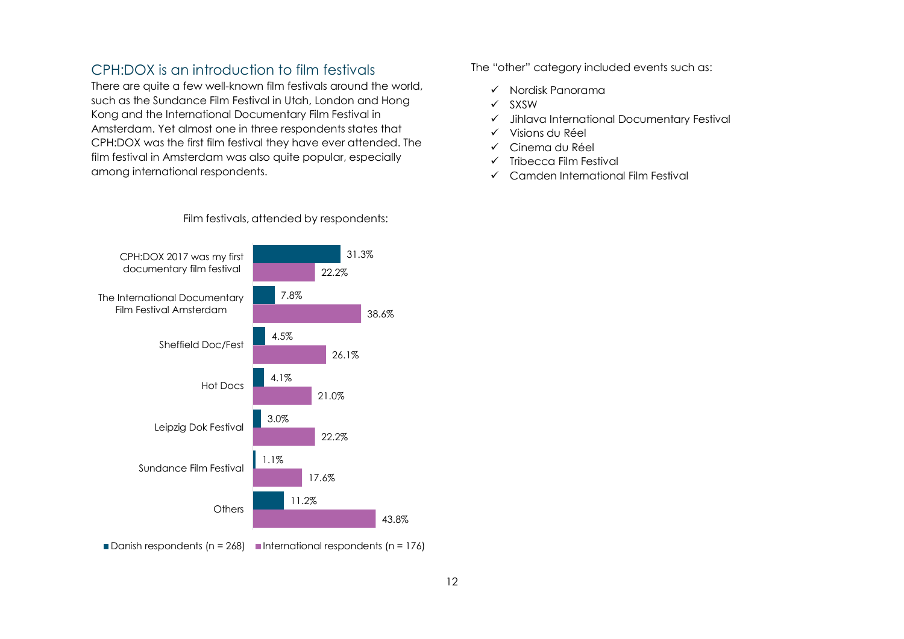## CPH:DOX is an introduction to film festivals

There are quite a few well-known film festivals around the world, such as the Sundance Film Festival in Utah, London and Hong Kong and the International Documentary Film Festival in Amsterdam. Yet almost one in three respondents states that CPH:DOX was the first film festival they have ever attended. The film festival in Amsterdam was also quite popular, especially among international respondents.

Film festivals, attended by respondents:

| | Danish respondents (n = 268) | International respondents (n = 176) |
|---|---|---|
| CPH:DOX 2017 was my first documentary film festival | 31.3% | 22.2% |
| The International Documentary Film Festival Amsterdam | 7.8% | 38.6% |
| Sheffield Doc/Fest | 4.5% | 26.1% |
| Hot Docs | 4.1% | 21.0% |
| Leipzig Dok Festival | 3.0% | 22.2% |
| Sundance Film Festival | 1.1% | 17.6% |
| Others | 11.2% | 43.8% |

The "other" category included events such as:

- ✓ Nordisk Panorama
- ✓ SXSW
- ✓ Jihlava International Documentary Festival
- ✓ Visions du Réel
- ✓ Cinema du Réel
- ✓ Tribecca Film Festival
- ✓ Camden International Film Festival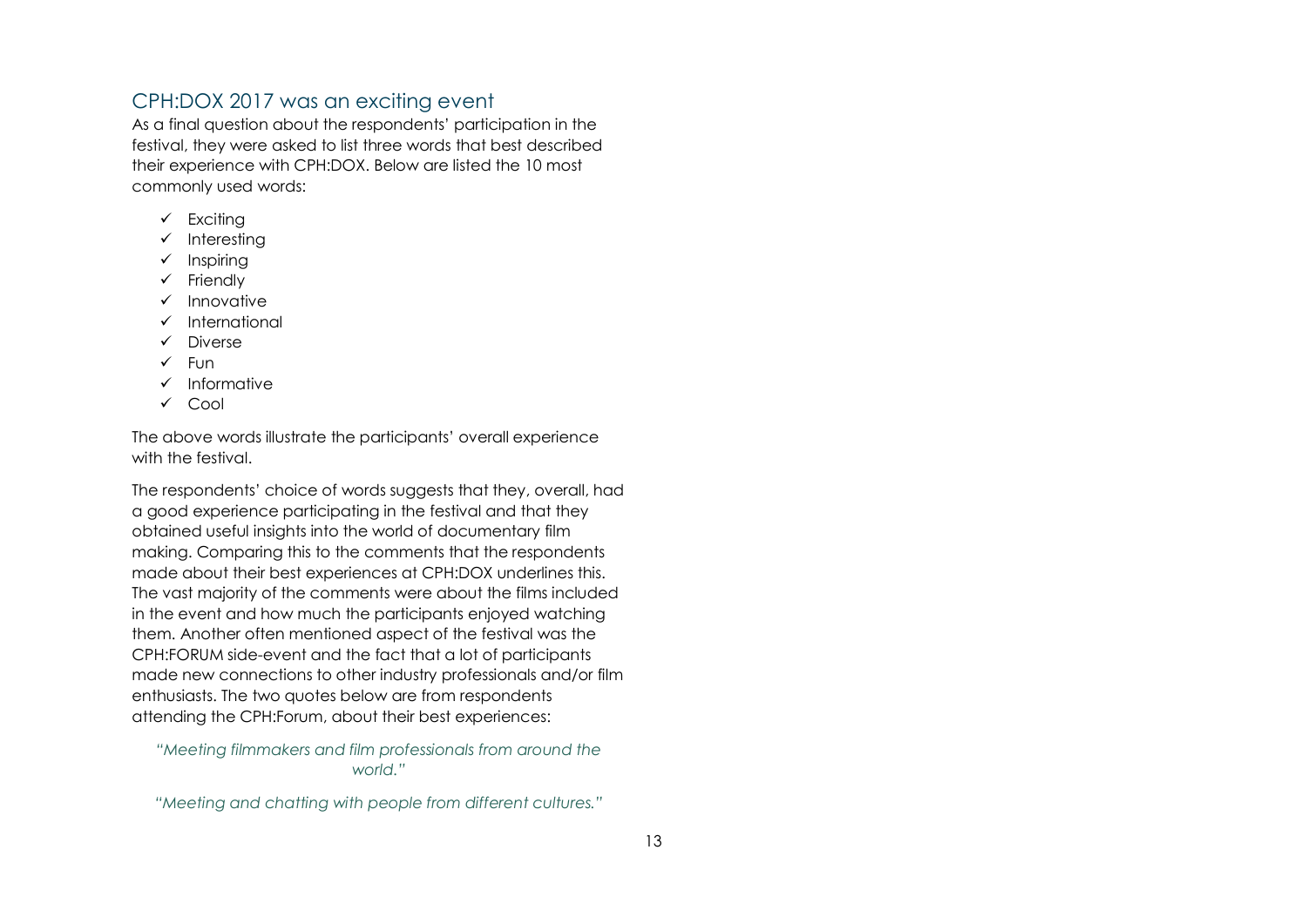## CPH:DOX 2017 was an exciting event

As a final question about the respondents' participation in the festival, they were asked to list three words that best described their experience with CPH:DOX. Below are listed the 10 most commonly used words:

- ✓ Exciting
- ✓ Interesting
- ✓ Inspiring
- ✓ Friendly
- ✓ Innovative
- ✓ International
- ✓ Diverse
- ✓ Fun
- ✓ Informative
- ✓ Cool

The above words illustrate the participants' overall experience with the festival.

The respondents' choice of words suggests that they, overall, had a good experience participating in the festival and that they obtained useful insights into the world of documentary film making. Comparing this to the comments that the respondents made about their best experiences at CPH:DOX underlines this. The vast majority of the comments were about the films included in the event and how much the participants enjoyed watching them. Another often mentioned aspect of the festival was the CPH:FORUM side-event and the fact that a lot of participants made new connections to other industry professionals and/or film enthusiasts. The two quotes below are from respondents attending the CPH:Forum, about their best experiences:

*"Meeting filmmakers and film professionals from around the world."*

*"Meeting and chatting with people from different cultures."*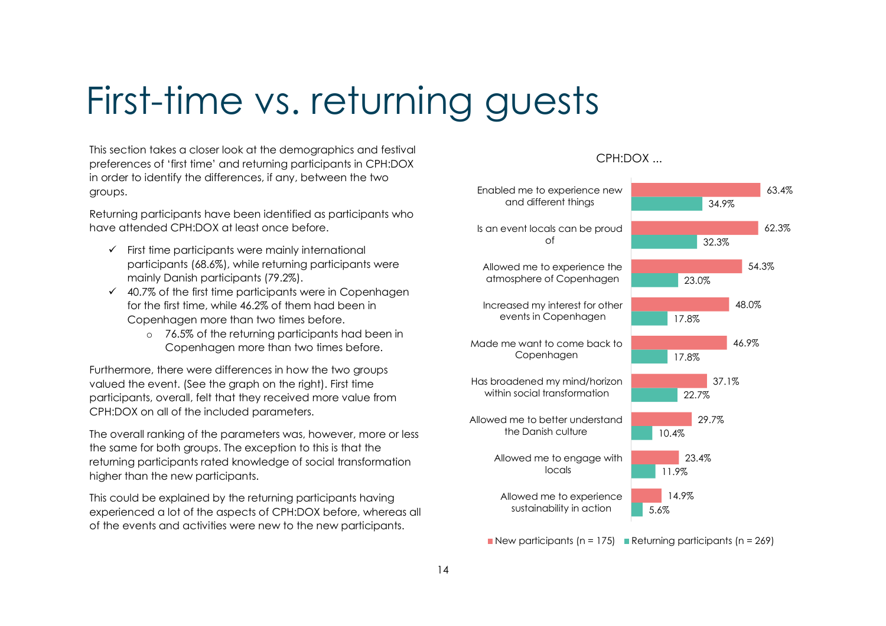# First-time vs. returning guests

This section takes a closer look at the demographics and festival preferences of 'first time' and returning participants in CPH:DOX in order to identify the differences, if any, between the two groups.

Returning participants have been identified as participants who have attended CPH:DOX at least once before.

- ✓ First time participants were mainly international participants (68.6%), while returning participants were mainly Danish participants (79.2%).
- ✓ 40.7% of the first time participants were in Copenhagen for the first time, while 46.2% of them had been in Copenhagen more than two times before.
  - o 76.5% of the returning participants had been in Copenhagen more than two times before.

Furthermore, there were differences in how the two groups valued the event. (See the graph on the right). First time participants, overall, felt that they received more value from CPH:DOX on all of the included parameters.

The overall ranking of the parameters was, however, more or less the same for both groups. The exception to this is that the returning participants rated knowledge of social transformation higher than the new participants.

This could be explained by the returning participants having experienced a lot of the aspects of CPH:DOX before, whereas all of the events and activities were new to the new participants.

CPH:DOX ...

| | New participants (n = 175) | Returning participants (n = 269) |
|---|---|---|
| Enabled me to experience new and different things | 63.4% | 34.9% |
| Is an event locals can be proud of | 62.3% | 32.3% |
| Allowed me to experience the atmosphere of Copenhagen | 54.3% | 23.0% |
| Increased my interest for other events in Copenhagen | 48.0% | 17.8% |
| Made me want to come back to Copenhagen | 46.9% | 17.8% |
| Has broadened my mind/horizon within social transformation | 37.1% | 22.7% |
| Allowed me to better understand the Danish culture | 29.7% | 10.4% |
| Allowed me to engage with locals | 23.4% | 11.9% |
| Allowed me to experience sustainability in action | 14.9% | 5.6% |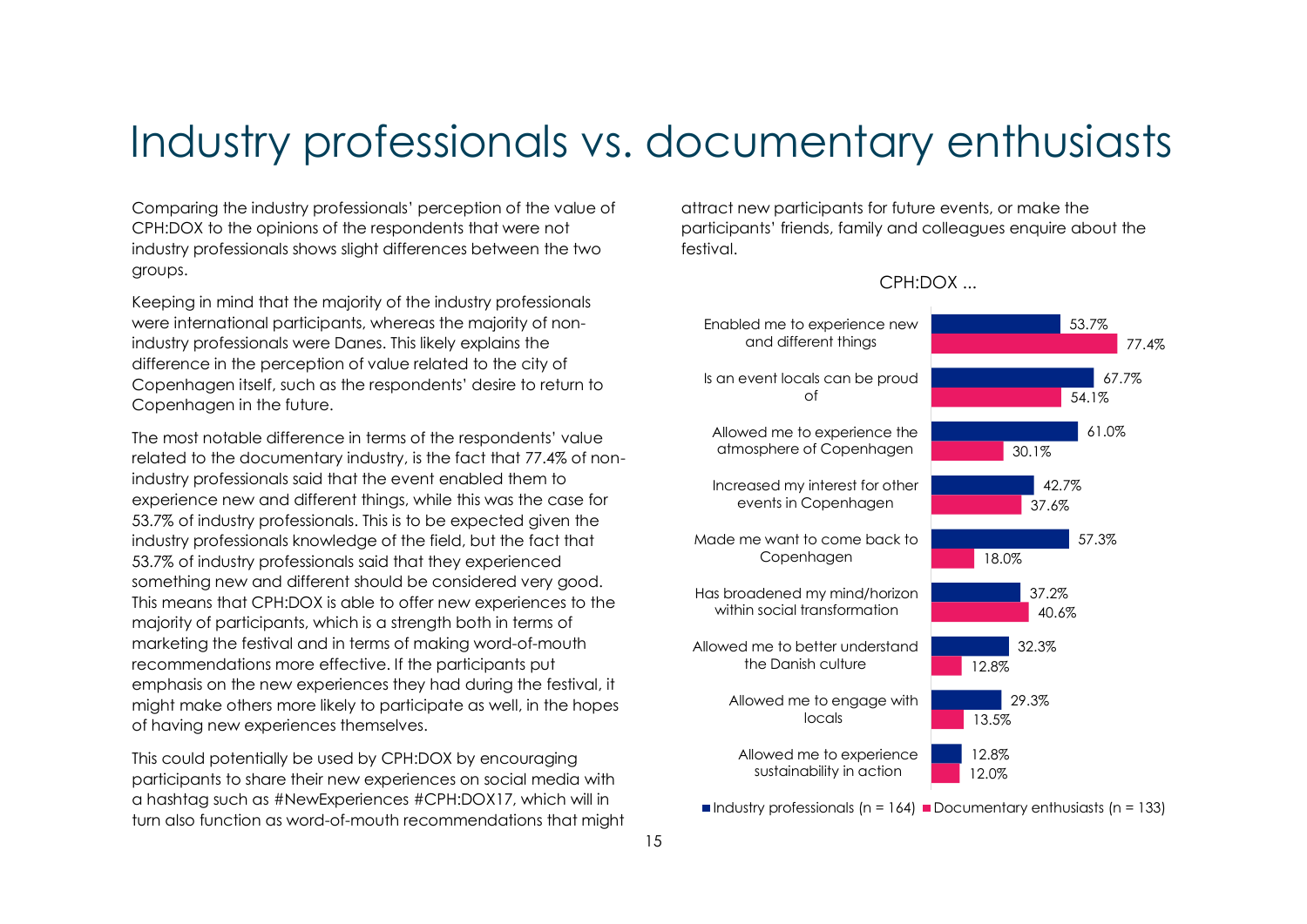# Industry professionals vs. documentary enthusiasts

Comparing the industry professionals' perception of the value of CPH:DOX to the opinions of the respondents that were not industry professionals shows slight differences between the two groups.

Keeping in mind that the majority of the industry professionals were international participants, whereas the majority of non-industry professionals were Danes. This likely explains the difference in the perception of value related to the city of Copenhagen itself, such as the respondents' desire to return to Copenhagen in the future.

The most notable difference in terms of the respondents' value related to the documentary industry, is the fact that 77.4% of non-industry professionals said that the event enabled them to experience new and different things, while this was the case for 53.7% of industry professionals. This is to be expected given the industry professionals knowledge of the field, but the fact that 53.7% of industry professionals said that they experienced something new and different should be considered very good. This means that CPH:DOX is able to offer new experiences to the majority of participants, which is a strength both in terms of marketing the festival and in terms of making word-of-mouth recommendations more effective. If the participants put emphasis on the new experiences they had during the festival, it might make others more likely to participate as well, in the hopes of having new experiences themselves.

This could potentially be used by CPH:DOX by encouraging participants to share their new experiences on social media with a hashtag such as #NewExperiences #CPH:DOX17, which will in turn also function as word-of-mouth recommendations that might attract new participants for future events, or make the participants' friends, family and colleagues enquire about the festival.

CPH:DOX ...

| | Industry professionals (n = 164) | Documentary enthusiasts (n = 133) |
|---|---|---|
| Enabled me to experience new and different things | 53.7% | 77.4% |
| Is an event locals can be proud of | 67.7% | 54.1% |
| Allowed me to experience the atmosphere of Copenhagen | 61.0% | 30.1% |
| Increased my interest for other events in Copenhagen | 42.7% | 37.6% |
| Made me want to come back to Copenhagen | 57.3% | 18.0% |
| Has broadened my mind/horizon within social transformation | 37.2% | 40.6% |
| Allowed me to better understand the Danish culture | 32.3% | 12.8% |
| Allowed me to engage with locals | 29.3% | 13.5% |
| Allowed me to experience sustainability in action | 12.8% | 12.0% |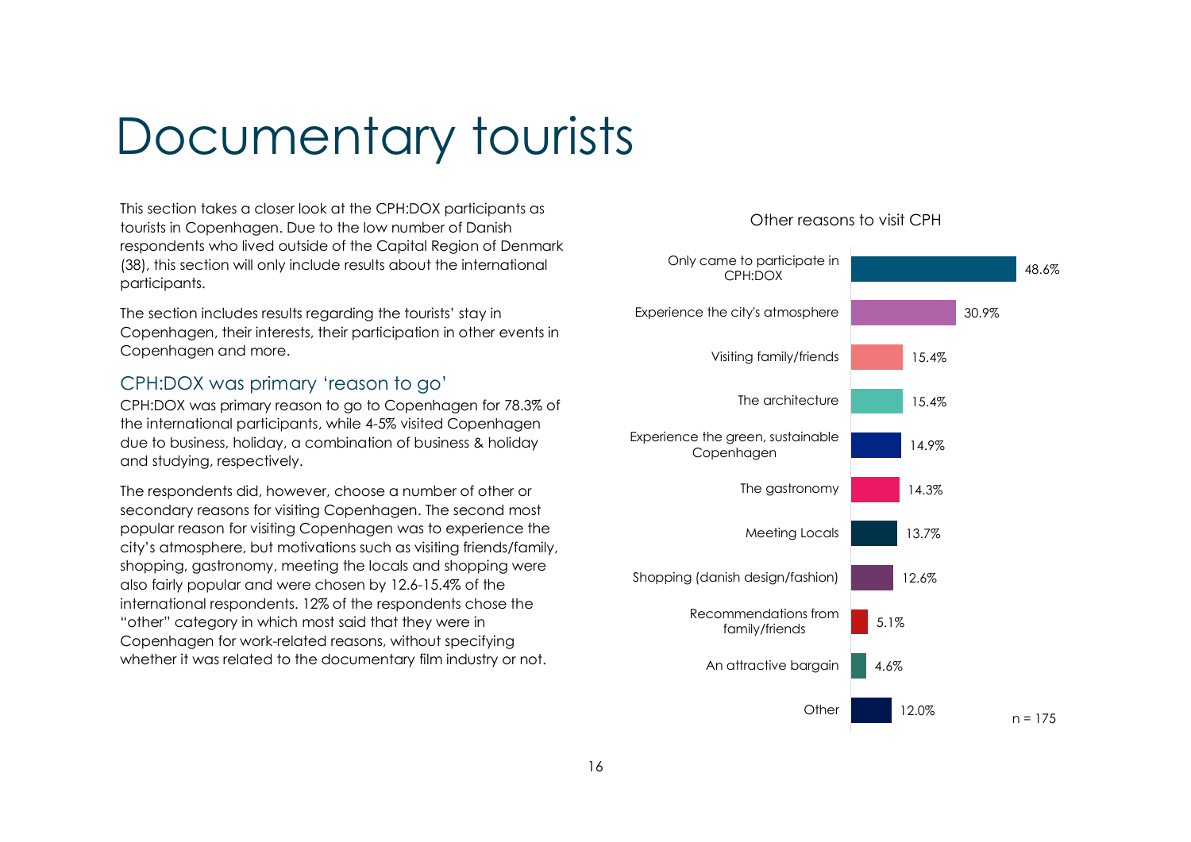# Documentary tourists

This section takes a closer look at the CPH:DOX participants as tourists in Copenhagen. Due to the low number of Danish respondents who lived outside of the Capital Region of Denmark (38), this section will only include results about the international participants.

The section includes results regarding the tourists' stay in Copenhagen, their interests, their participation in other events in Copenhagen and more.

## CPH:DOX was primary 'reason to go'

CPH:DOX was primary reason to go to Copenhagen for 78.3% of the international participants, while 4-5% visited Copenhagen due to business, holiday, a combination of business & holiday and studying, respectively.

The respondents did, however, choose a number of other or secondary reasons for visiting Copenhagen. The second most popular reason for visiting Copenhagen was to experience the city's atmosphere, but motivations such as visiting friends/family, shopping, gastronomy, meeting the locals and shopping were also fairly popular and were chosen by 12.6-15.4% of the international respondents. 12% of the respondents chose the "other" category in which most said that they were in Copenhagen for work-related reasons, without specifying whether it was related to the documentary film industry or not.

**Other reasons to visit CPH**

| Reason | Share |
|---|---|
| Only came to participate in CPH:DOX | 48.6% |
| Experience the city's atmosphere | 30.9% |
| Visiting family/friends | 15.4% |
| The architecture | 15.4% |
| Experience the green, sustainable Copenhagen | 14.9% |
| The gastronomy | 14.3% |
| Meeting Locals | 13.7% |
| Shopping (danish design/fashion) | 12.6% |
| Recommendations from family/friends | 5.1% |
| An attractive bargain | 4.6% |
| Other | 12.0% |

n = 175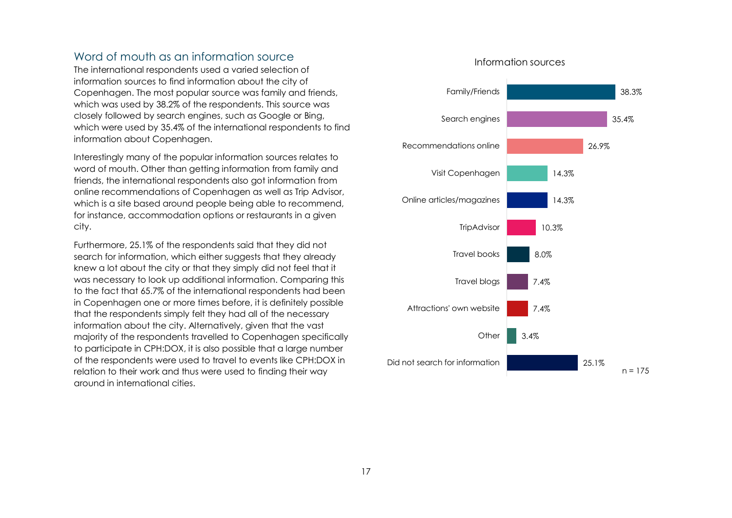## Word of mouth as an information source

The international respondents used a varied selection of information sources to find information about the city of Copenhagen. The most popular source was family and friends, which was used by 38.2% of the respondents. This source was closely followed by search engines, such as Google or Bing, which were used by 35.4% of the international respondents to find information about Copenhagen.

Interestingly many of the popular information sources relates to word of mouth. Other than getting information from family and friends, the international respondents also got information from online recommendations of Copenhagen as well as Trip Advisor, which is a site based around people being able to recommend, for instance, accommodation options or restaurants in a given city.

Furthermore, 25.1% of the respondents said that they did not search for information, which either suggests that they already knew a lot about the city or that they simply did not feel that it was necessary to look up additional information. Comparing this to the fact that 65.7% of the international respondents had been in Copenhagen one or more times before, it is definitely possible that the respondents simply felt they had all of the necessary information about the city. Alternatively, given that the vast majority of the respondents travelled to Copenhagen specifically to participate in CPH:DOX, it is also possible that a large number of the respondents were used to travel to events like CPH:DOX in relation to their work and thus were used to finding their way around in international cities.

**Information sources**

| Information source | Share |
| --- | --- |
| Family/Friends | 38.3% |
| Search engines | 35.4% |
| Recommendations online | 26.9% |
| Visit Copenhagen | 14.3% |
| Online articles/magazines | 14.3% |
| TripAdvisor | 10.3% |
| Travel books | 8.0% |
| Travel blogs | 7.4% |
| Attractions' own website | 7.4% |
| Other | 3.4% |
| Did not search for information | 25.1% |

n = 175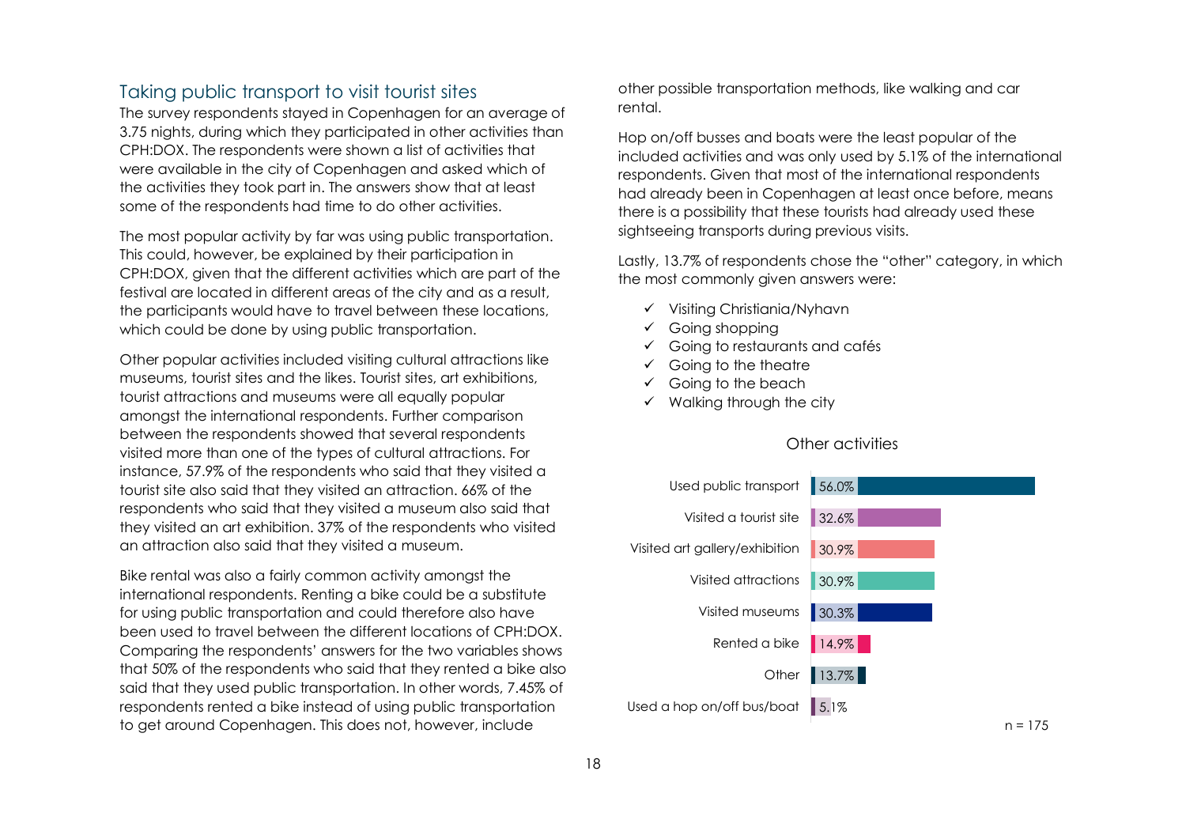## Taking public transport to visit tourist sites

The survey respondents stayed in Copenhagen for an average of 3.75 nights, during which they participated in other activities than CPH:DOX. The respondents were shown a list of activities that were available in the city of Copenhagen and asked which of the activities they took part in. The answers show that at least some of the respondents had time to do other activities.

The most popular activity by far was using public transportation. This could, however, be explained by their participation in CPH:DOX, given that the different activities which are part of the festival are located in different areas of the city and as a result, the participants would have to travel between these locations, which could be done by using public transportation.

Other popular activities included visiting cultural attractions like museums, tourist sites and the likes. Tourist sites, art exhibitions, tourist attractions and museums were all equally popular amongst the international respondents. Further comparison between the respondents showed that several respondents visited more than one of the types of cultural attractions. For instance, 57.9% of the respondents who said that they visited a tourist site also said that they visited an attraction. 66% of the respondents who said that they visited a museum also said that they visited an art exhibition. 37% of the respondents who visited an attraction also said that they visited a museum.

Bike rental was also a fairly common activity amongst the international respondents. Renting a bike could be a substitute for using public transportation and could therefore also have been used to travel between the different locations of CPH:DOX. Comparing the respondents' answers for the two variables shows that 50% of the respondents who said that they rented a bike also said that they used public transportation. In other words, 7.45% of respondents rented a bike instead of using public transportation to get around Copenhagen. This does not, however, include other possible transportation methods, like walking and car rental.

Hop on/off busses and boats were the least popular of the included activities and was only used by 5.1% of the international respondents. Given that most of the international respondents had already been in Copenhagen at least once before, means there is a possibility that these tourists had already used these sightseeing transports during previous visits.

Lastly, 13.7% of respondents chose the "other" category, in which the most commonly given answers were:

- ✓ Visiting Christiania/Nyhavn
- ✓ Going shopping
- ✓ Going to restaurants and cafés
- ✓ Going to the theatre
- ✓ Going to the beach
- ✓ Walking through the city

**Other activities**

| Activity | Share |
| --- | --- |
| Used public transport | 56.0% |
| Visited a tourist site | 32.6% |
| Visited art gallery/exhibition | 30.9% |
| Visited attractions | 30.9% |
| Visited museums | 30.3% |
| Rented a bike | 14.9% |
| Other | 13.7% |
| Used a hop on/off bus/boat | 5.1% |

n = 175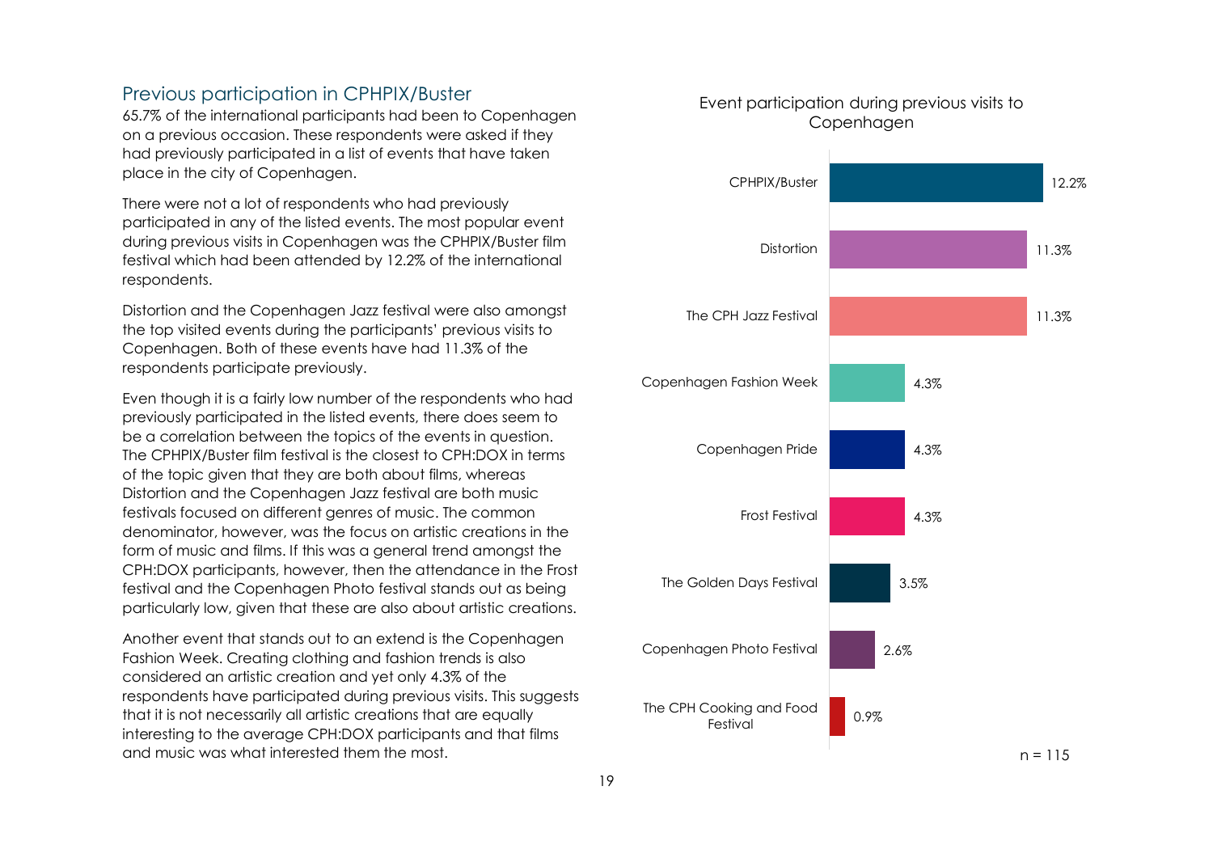## Previous participation in CPHPIX/Buster

65.7% of the international participants had been to Copenhagen on a previous occasion. These respondents were asked if they had previously participated in a list of events that have taken place in the city of Copenhagen.

There were not a lot of respondents who had previously participated in any of the listed events. The most popular event during previous visits in Copenhagen was the CPHPIX/Buster film festival which had been attended by 12.2% of the international respondents.

Distortion and the Copenhagen Jazz festival were also amongst the top visited events during the participants' previous visits to Copenhagen. Both of these events have had 11.3% of the respondents participate previously.

Even though it is a fairly low number of the respondents who had previously participated in the listed events, there does seem to be a correlation between the topics of the events in question. The CPHPIX/Buster film festival is the closest to CPH:DOX in terms of the topic given that they are both about films, whereas Distortion and the Copenhagen Jazz festival are both music festivals focused on different genres of music. The common denominator, however, was the focus on artistic creations in the form of music and films. If this was a general trend amongst the CPH:DOX participants, however, then the attendance in the Frost festival and the Copenhagen Photo festival stands out as being particularly low, given that these are also about artistic creations.

Another event that stands out to an extend is the Copenhagen Fashion Week. Creating clothing and fashion trends is also considered an artistic creation and yet only 4.3% of the respondents have participated during previous visits. This suggests that it is not necessarily all artistic creations that are equally interesting to the average CPH:DOX participants and that films and music was what interested them the most.

**Event participation during previous visits to Copenhagen**

| Event | Share |
|---|---|
| CPHPIX/Buster | 12.2% |
| Distortion | 11.3% |
| The CPH Jazz Festival | 11.3% |
| Copenhagen Fashion Week | 4.3% |
| Copenhagen Pride | 4.3% |
| Frost Festival | 4.3% |
| The Golden Days Festival | 3.5% |
| Copenhagen Photo Festival | 2.6% |
| The CPH Cooking and Food Festival | 0.9% |

n = 115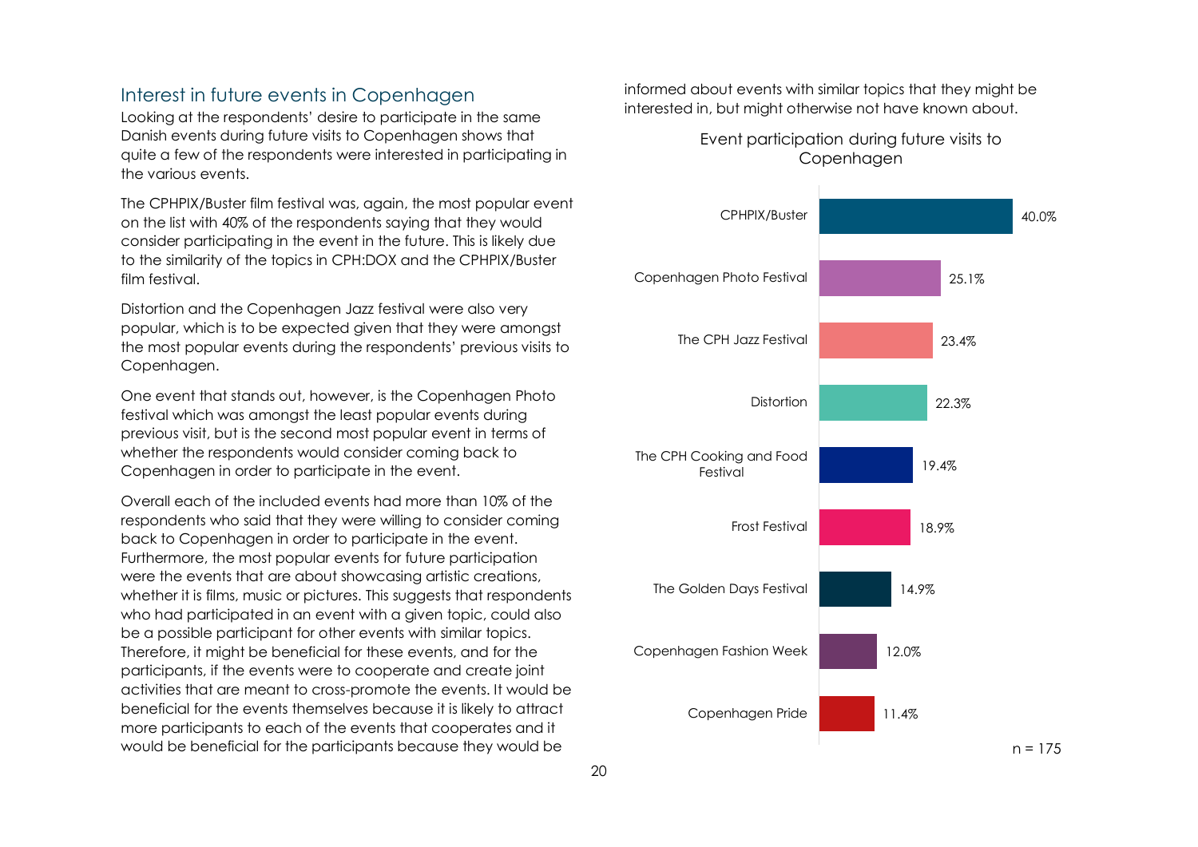## Interest in future events in Copenhagen

Looking at the respondents' desire to participate in the same Danish events during future visits to Copenhagen shows that quite a few of the respondents were interested in participating in the various events.

The CPHPIX/Buster film festival was, again, the most popular event on the list with 40% of the respondents saying that they would consider participating in the event in the future. This is likely due to the similarity of the topics in CPH:DOX and the CPHPIX/Buster film festival.

Distortion and the Copenhagen Jazz festival were also very popular, which is to be expected given that they were amongst the most popular events during the respondents' previous visits to Copenhagen.

One event that stands out, however, is the Copenhagen Photo festival which was amongst the least popular events during previous visit, but is the second most popular event in terms of whether the respondents would consider coming back to Copenhagen in order to participate in the event.

Overall each of the included events had more than 10% of the respondents who said that they were willing to consider coming back to Copenhagen in order to participate in the event. Furthermore, the most popular events for future participation were the events that are about showcasing artistic creations, whether it is films, music or pictures. This suggests that respondents who had participated in an event with a given topic, could also be a possible participant for other events with similar topics. Therefore, it might be beneficial for these events, and for the participants, if the events were to cooperate and create joint activities that are meant to cross-promote the events. It would be beneficial for the events themselves because it is likely to attract more participants to each of the events that cooperates and it would be beneficial for the participants because they would be informed about events with similar topics that they might be interested in, but might otherwise not have known about.

**Event participation during future visits to Copenhagen**

| Event | Share |
|---|---|
| CPHPIX/Buster | 40.0% |
| Copenhagen Photo Festival | 25.1% |
| The CPH Jazz Festival | 23.4% |
| Distortion | 22.3% |
| The CPH Cooking and Food Festival | 19.4% |
| Frost Festival | 18.9% |
| The Golden Days Festival | 14.9% |
| Copenhagen Fashion Week | 12.0% |
| Copenhagen Pride | 11.4% |

n = 175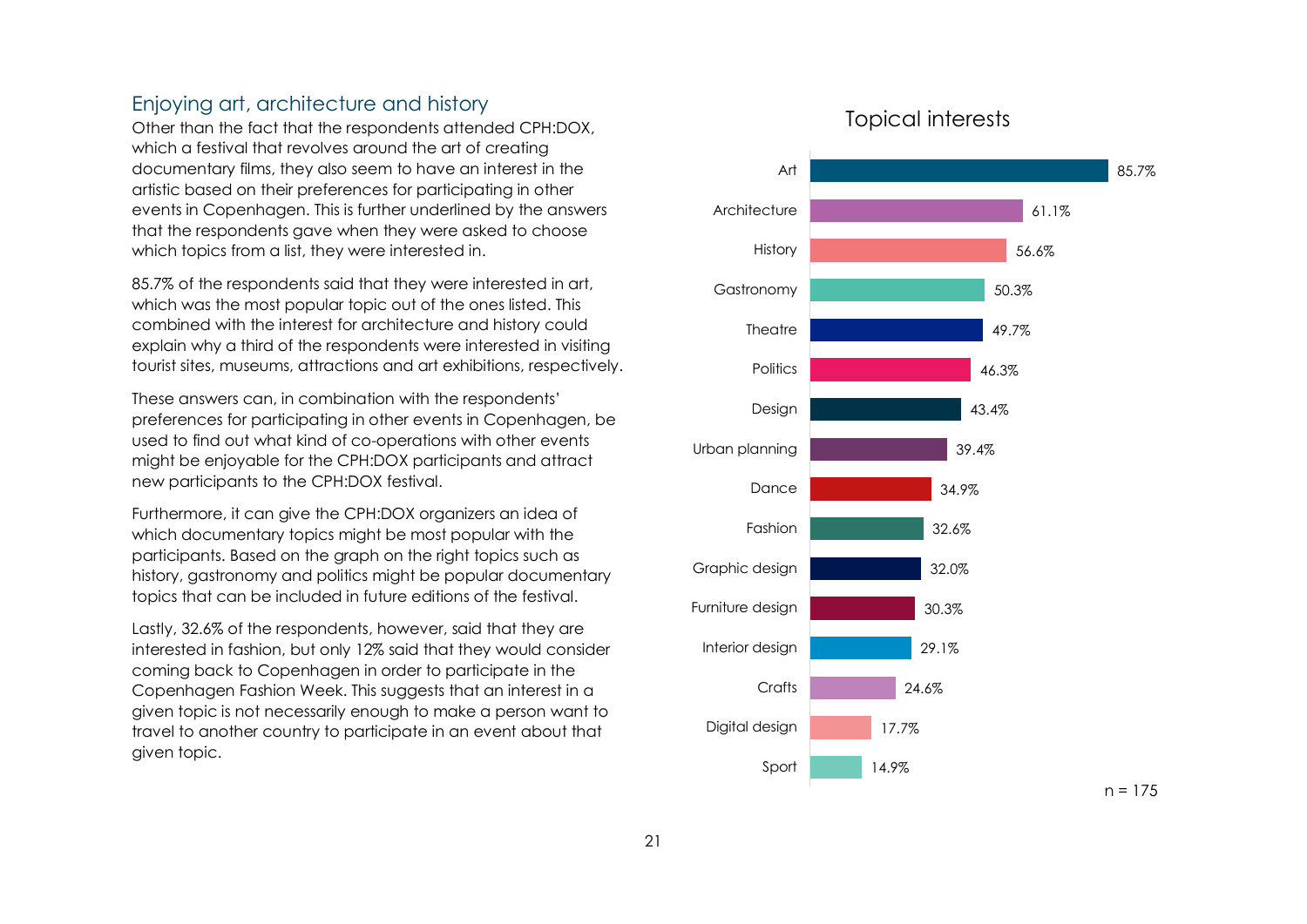## Enjoying art, architecture and history

Other than the fact that the respondents attended CPH:DOX, which a festival that revolves around the art of creating documentary films, they also seem to have an interest in the artistic based on their preferences for participating in other events in Copenhagen. This is further underlined by the answers that the respondents gave when they were asked to choose which topics from a list, they were interested in.

85.7% of the respondents said that they were interested in art, which was the most popular topic out of the ones listed. This combined with the interest for architecture and history could explain why a third of the respondents were interested in visiting tourist sites, museums, attractions and art exhibitions, respectively.

These answers can, in combination with the respondents' preferences for participating in other events in Copenhagen, be used to find out what kind of co-operations with other events might be enjoyable for the CPH:DOX participants and attract new participants to the CPH:DOX festival.

Furthermore, it can give the CPH:DOX organizers an idea of which documentary topics might be most popular with the participants. Based on the graph on the right topics such as history, gastronomy and politics might be popular documentary topics that can be included in future editions of the festival.

Lastly, 32.6% of the respondents, however, said that they are interested in fashion, but only 12% said that they would consider coming back to Copenhagen in order to participate in the Copenhagen Fashion Week. This suggests that an interest in a given topic is not necessarily enough to make a person want to travel to another country to participate in an event about that given topic.

### Topical interests

| Topic | Share |
| --- | --- |
| Art | 85.7% |
| Architecture | 61.1% |
| History | 56.6% |
| Gastronomy | 50.3% |
| Theatre | 49.7% |
| Politics | 46.3% |
| Design | 43.4% |
| Urban planning | 39.4% |
| Dance | 34.9% |
| Fashion | 32.6% |
| Graphic design | 32.0% |
| Furniture design | 30.3% |
| Interior design | 29.1% |
| Crafts | 24.6% |
| Digital design | 17.7% |
| Sport | 14.9% |

n = 175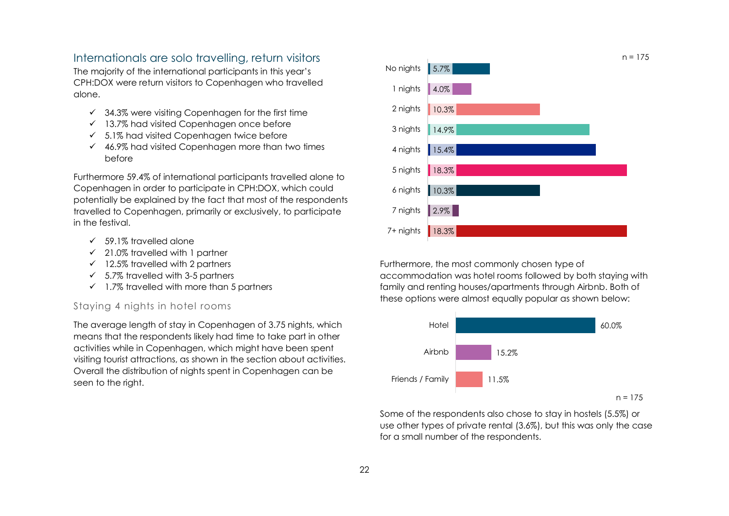## Internationals are solo travelling, return visitors

The majority of the international participants in this year's CPH:DOX were return visitors to Copenhagen who travelled alone.

- ✓ 34.3% were visiting Copenhagen for the first time
- ✓ 13.7% had visited Copenhagen once before
- ✓ 5.1% had visited Copenhagen twice before
- ✓ 46.9% had visited Copenhagen more than two times before

Furthermore 59.4% of international participants travelled alone to Copenhagen in order to participate in CPH:DOX, which could potentially be explained by the fact that most of the respondents travelled to Copenhagen, primarily or exclusively, to participate in the festival.

- ✓ 59.1% travelled alone
- ✓ 21.0% travelled with 1 partner
- ✓ 12.5% travelled with 2 partners
- ✓ 5.7% travelled with 3-5 partners
- ✓ 1.7% travelled with more than 5 partners

### Staying 4 nights in hotel rooms

The average length of stay in Copenhagen of 3.75 nights, which means that the respondents likely had time to take part in other activities while in Copenhagen, which might have been spent visiting tourist attractions, as shown in the section about activities. Overall the distribution of nights spent in Copenhagen can be seen to the right.

n = 175

| Nights | Share |
|---|---|
| No nights | 5.7% |
| 1 nights | 4.0% |
| 2 nights | 10.3% |
| 3 nights | 14.9% |
| 4 nights | 15.4% |
| 5 nights | 18.3% |
| 6 nights | 10.3% |
| 7 nights | 2.9% |
| 7+ nights | 18.3% |

Furthermore, the most commonly chosen type of accommodation was hotel rooms followed by both staying with family and renting houses/apartments through Airbnb. Both of these options were almost equally popular as shown below:

| Accommodation | Share |
|---|---|
| Hotel | 60.0% |
| Airbnb | 15.2% |
| Friends / Family | 11.5% |

n = 175

Some of the respondents also chose to stay in hostels (5.5%) or use other types of private rental (3.6%), but this was only the case for a small number of the respondents.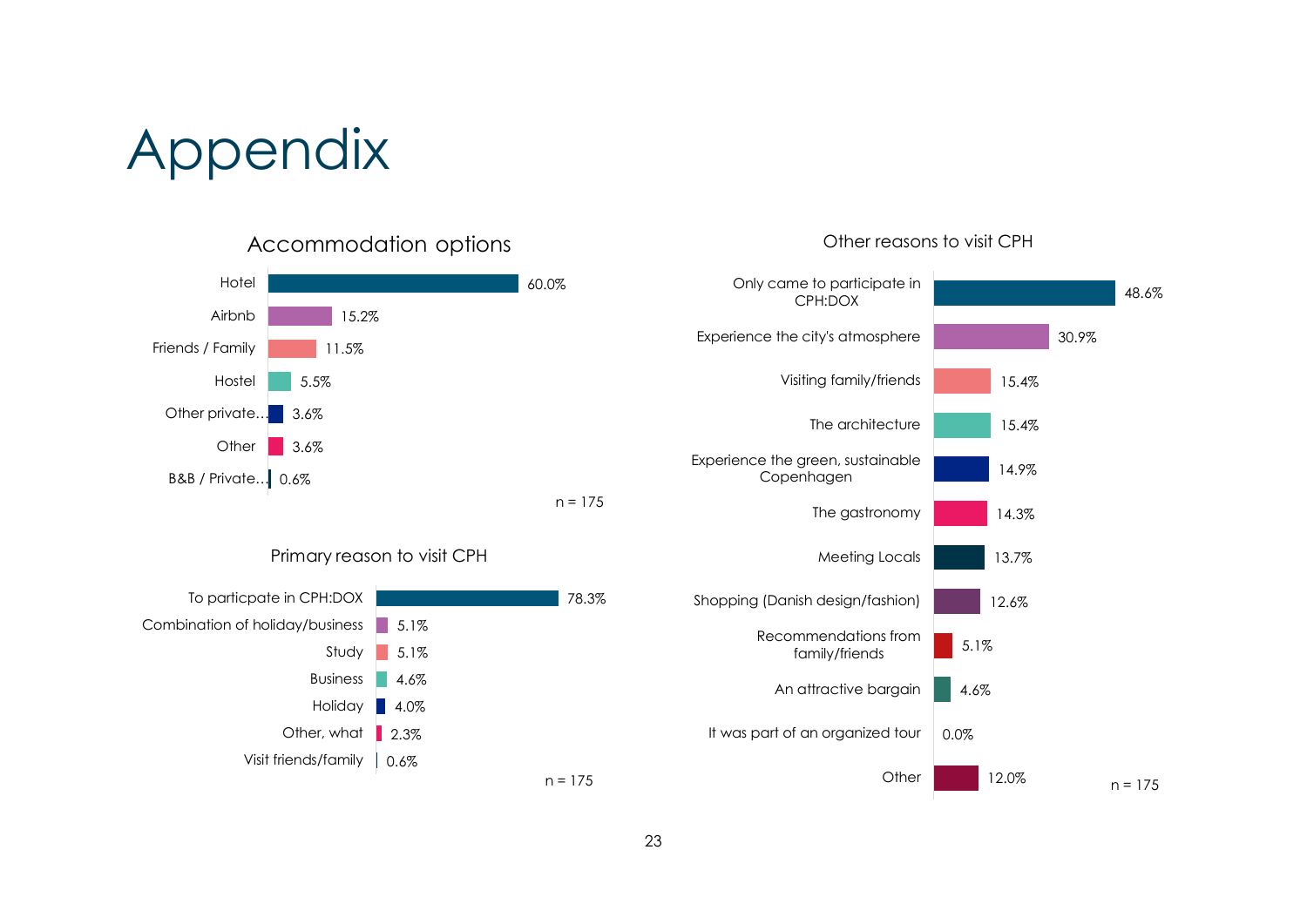# Appendix

### Accommodation options

| Accommodation | % |
|---|---|
| Hotel | 60.0% |
| Airbnb | 15.2% |
| Friends / Family | 11.5% |
| Hostel | 5.5% |
| Other private… | 3.6% |
| Other | 3.6% |
| B&B / Private… | 0.6% |

n = 175

### Primary reason to visit CPH

| Reason | % |
|---|---|
| To particpate in CPH:DOX | 78.3% |
| Combination of holiday/business | 5.1% |
| Study | 5.1% |
| Business | 4.6% |
| Holiday | 4.0% |
| Other, what | 2.3% |
| Visit friends/family | 0.6% |

n = 175

### Other reasons to visit CPH

| Reason | % |
|---|---|
| Only came to participate in CPH:DOX | 48.6% |
| Experience the city's atmosphere | 30.9% |
| Visiting family/friends | 15.4% |
| The architecture | 15.4% |
| Experience the green, sustainable Copenhagen | 14.9% |
| The gastronomy | 14.3% |
| Meeting Locals | 13.7% |
| Shopping (Danish design/fashion) | 12.6% |
| Recommendations from family/friends | 5.1% |
| An attractive bargain | 4.6% |
| It was part of an organized tour | 0.0% |
| Other | 12.0% |

n = 175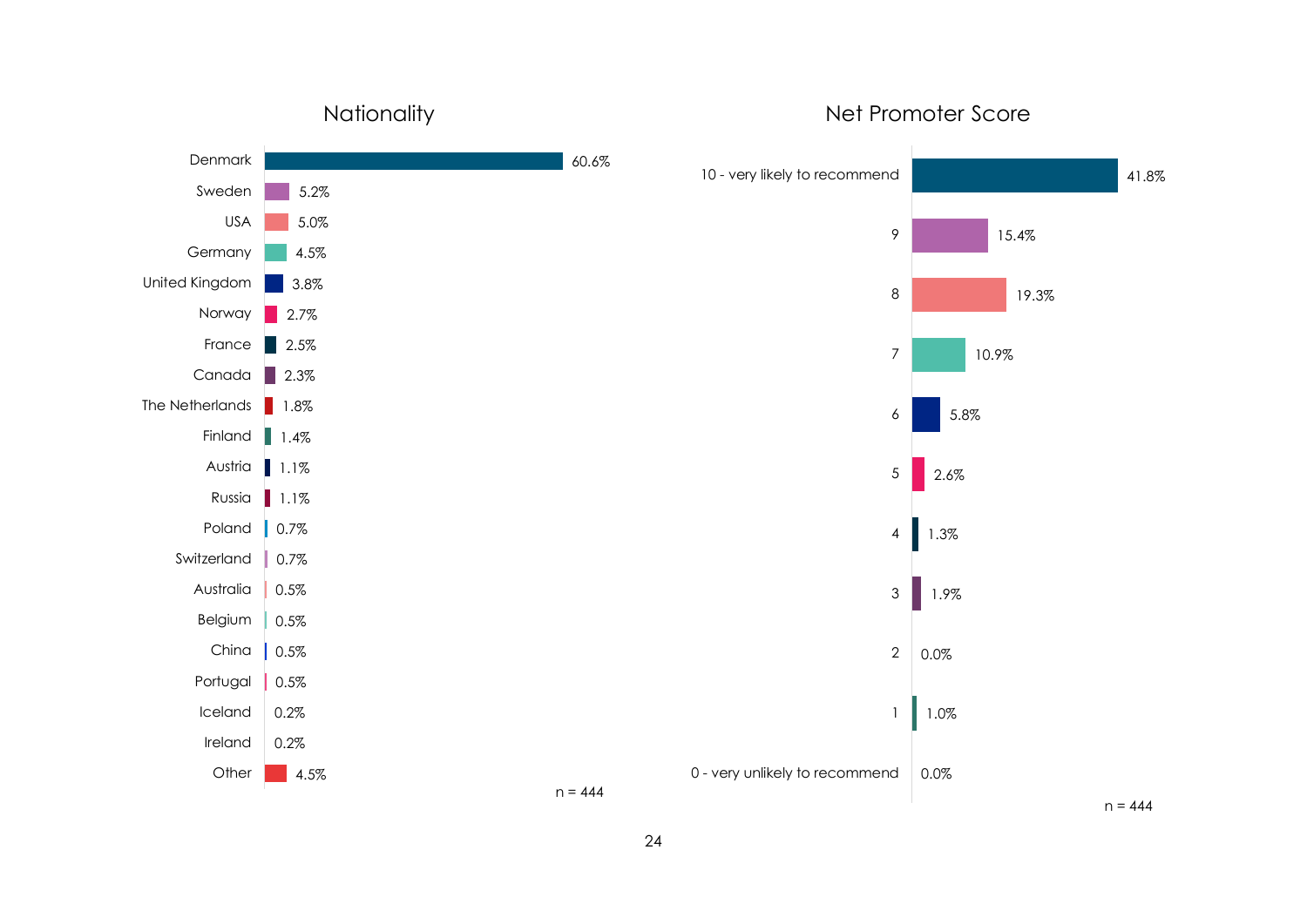## Nationality

| Nationality | % |
|---|---|
| Denmark | 60.6% |
| Sweden | 5.2% |
| USA | 5.0% |
| Germany | 4.5% |
| United Kingdom | 3.8% |
| Norway | 2.7% |
| France | 2.5% |
| Canada | 2.3% |
| The Netherlands | 1.8% |
| Finland | 1.4% |
| Austria | 1.1% |
| Russia | 1.1% |
| Poland | 0.7% |
| Switzerland | 0.7% |
| Australia | 0.5% |
| Belgium | 0.5% |
| China | 0.5% |
| Portugal | 0.5% |
| Iceland | 0.2% |
| Ireland | 0.2% |
| Other | 4.5% |

n = 444

## Net Promoter Score

| Score | % |
|---|---|
| 10 - very likely to recommend | 41.8% |
| 9 | 15.4% |
| 8 | 19.3% |
| 7 | 10.9% |
| 6 | 5.8% |
| 5 | 2.6% |
| 4 | 1.3% |
| 3 | 1.9% |
| 2 | 0.0% |
| 1 | 1.0% |
| 0 - very unlikely to recommend | 0.0% |

n = 444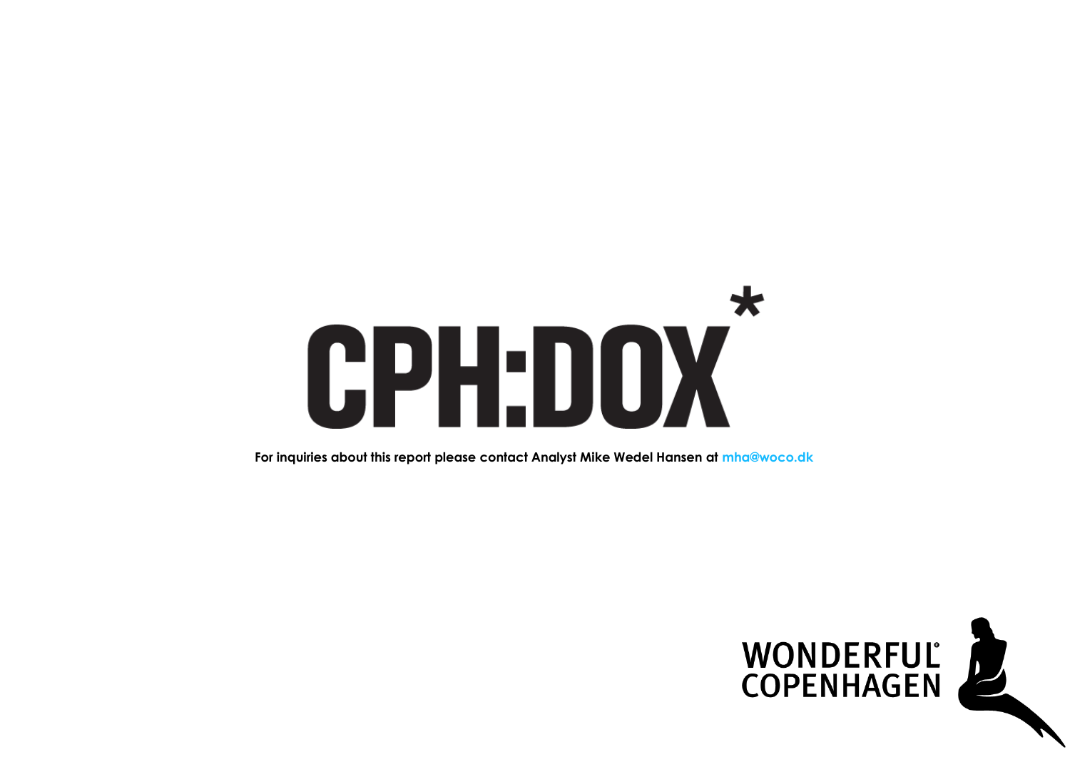CPH:DOX*

For inquiries about this report please contact Analyst Mike Wedel Hansen at mha@woco.dk

WONDERFUL COPENHAGEN